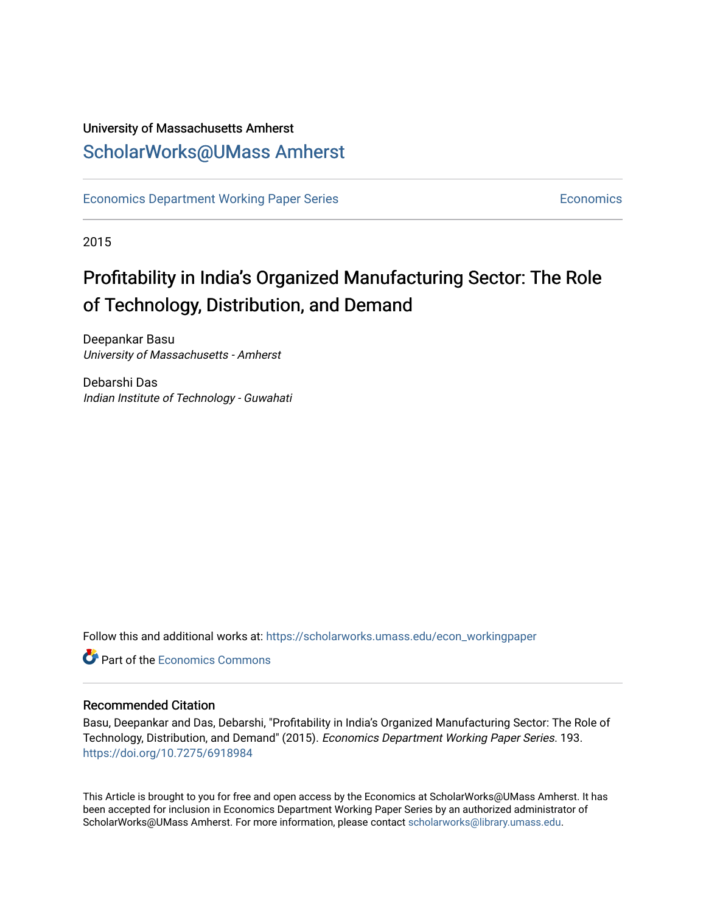University of Massachusetts Amherst

# ScholarWorks@UMass Amherst

Economics Department Working Paper Series | Economics

2015

# Profitability in India's Organized Manufacturing Sector: The Role of Technology, Distribution, and Demand

Deepankar Basu
*University of Massachusetts - Amherst*

Debarshi Das
*Indian Institute of Technology - Guwahati*

Follow this and additional works at: https://scholarworks.umass.edu/econ_workingpaper

Part of the Economics Commons

## Recommended Citation

Basu, Deepankar and Das, Debarshi, "Profitability in India's Organized Manufacturing Sector: The Role of Technology, Distribution, and Demand" (2015). *Economics Department Working Paper Series*. 193.
https://doi.org/10.7275/6918984

This Article is brought to you for free and open access by the Economics at ScholarWorks@UMass Amherst. It has been accepted for inclusion in Economics Department Working Paper Series by an authorized administrator of ScholarWorks@UMass Amherst. For more information, please contact scholarworks@library.umass.edu.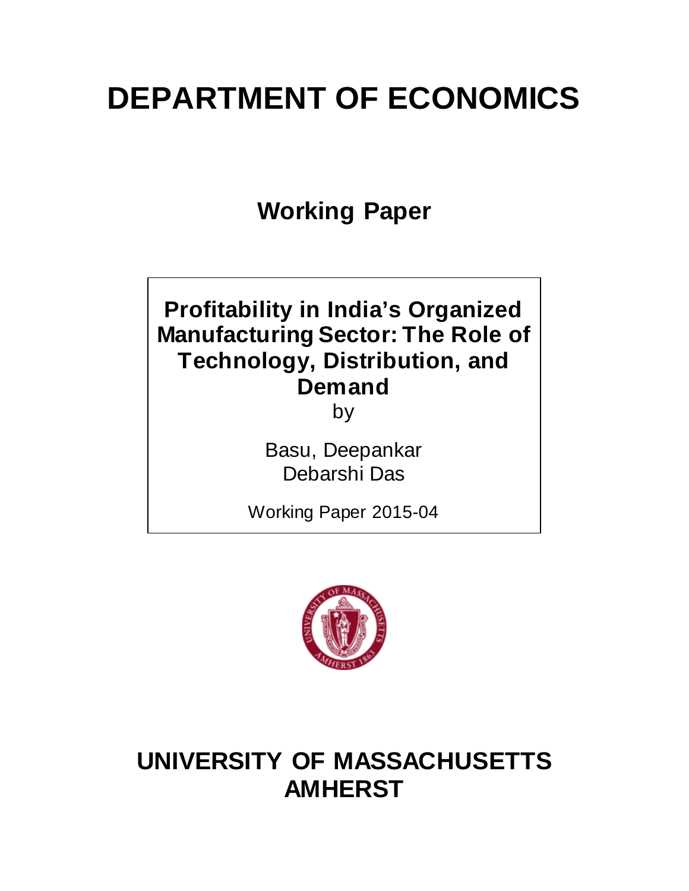# DEPARTMENT OF ECONOMICS

## Working Paper

**Profitability in India's Organized Manufacturing Sector: The Role of Technology, Distribution, and Demand**

by

Basu, Deepankar
Debarshi Das

Working Paper 2015-04

# UNIVERSITY OF MASSACHUSETTS AMHERST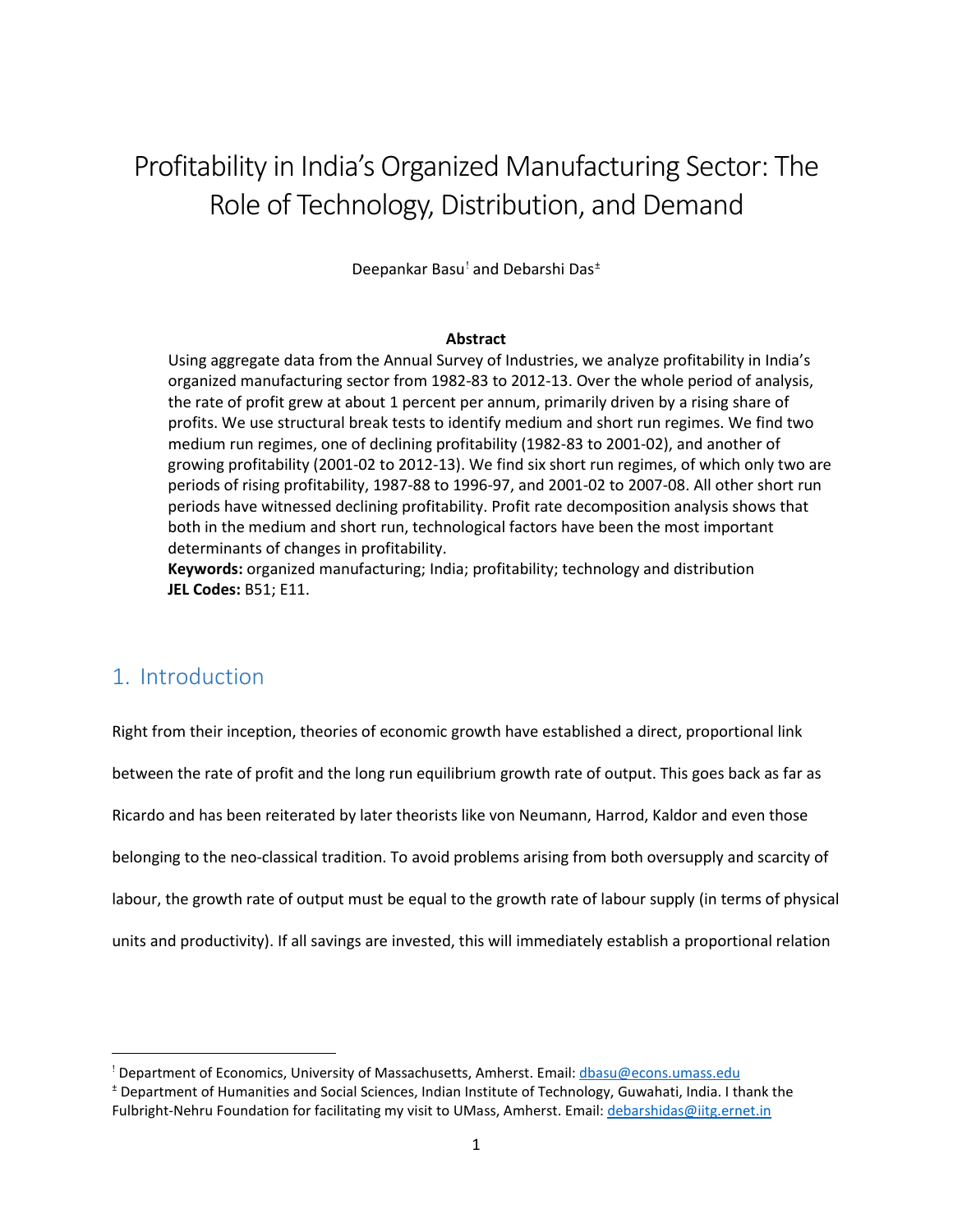# Profitability in India's Organized Manufacturing Sector: The Role of Technology, Distribution, and Demand

Deepankar Basu[ǃ] and Debarshi Das[±]

**Abstract**

Using aggregate data from the Annual Survey of Industries, we analyze profitability in India's organized manufacturing sector from 1982-83 to 2012-13. Over the whole period of analysis, the rate of profit grew at about 1 percent per annum, primarily driven by a rising share of profits. We use structural break tests to identify medium and short run regimes. We find two medium run regimes, one of declining profitability (1982-83 to 2001-02), and another of growing profitability (2001-02 to 2012-13). We find six short run regimes, of which only two are periods of rising profitability, 1987-88 to 1996-97, and 2001-02 to 2007-08. All other short run periods have witnessed declining profitability. Profit rate decomposition analysis shows that both in the medium and short run, technological factors have been the most important determinants of changes in profitability.

**Keywords:** organized manufacturing; India; profitability; technology and distribution

**JEL Codes:** B51; E11.

## 1. Introduction

Right from their inception, theories of economic growth have established a direct, proportional link between the rate of profit and the long run equilibrium growth rate of output. This goes back as far as Ricardo and has been reiterated by later theorists like von Neumann, Harrod, Kaldor and even those belonging to the neo-classical tradition. To avoid problems arising from both oversupply and scarcity of labour, the growth rate of output must be equal to the growth rate of labour supply (in terms of physical units and productivity). If all savings are invested, this will immediately establish a proportional relation

---

[ǃ] Department of Economics, University of Massachusetts, Amherst. Email: dbasu@econs.umass.edu

[±] Department of Humanities and Social Sciences, Indian Institute of Technology, Guwahati, India. I thank the Fulbright-Nehru Foundation for facilitating my visit to UMass, Amherst. Email: debarshidas@iitg.ernet.in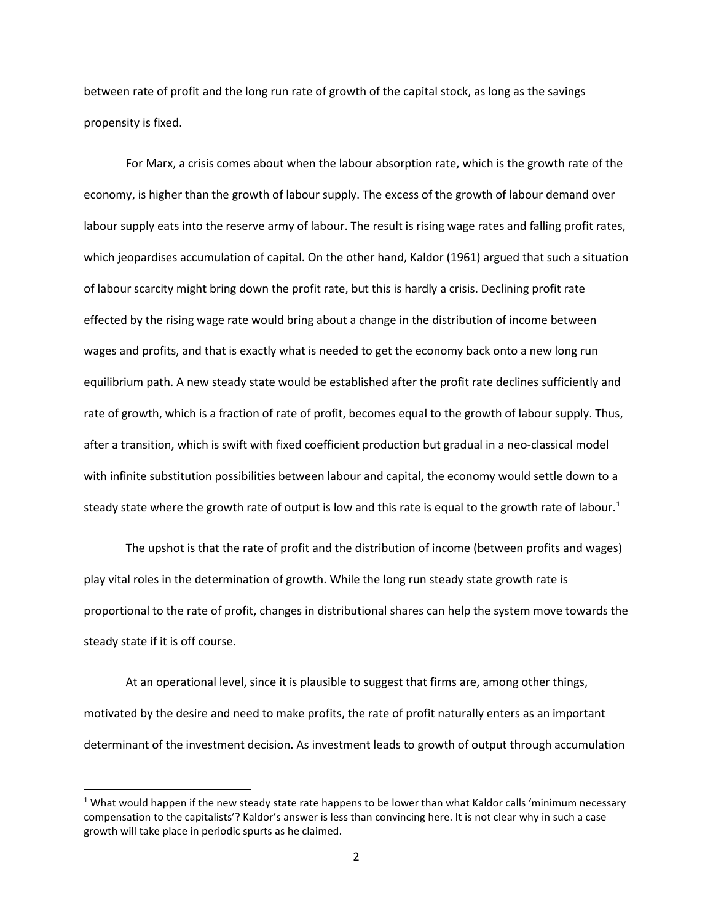between rate of profit and the long run rate of growth of the capital stock, as long as the savings propensity is fixed.

For Marx, a crisis comes about when the labour absorption rate, which is the growth rate of the economy, is higher than the growth of labour supply. The excess of the growth of labour demand over labour supply eats into the reserve army of labour. The result is rising wage rates and falling profit rates, which jeopardises accumulation of capital. On the other hand, Kaldor (1961) argued that such a situation of labour scarcity might bring down the profit rate, but this is hardly a crisis. Declining profit rate effected by the rising wage rate would bring about a change in the distribution of income between wages and profits, and that is exactly what is needed to get the economy back onto a new long run equilibrium path. A new steady state would be established after the profit rate declines sufficiently and rate of growth, which is a fraction of rate of profit, becomes equal to the growth of labour supply. Thus, after a transition, which is swift with fixed coefficient production but gradual in a neo-classical model with infinite substitution possibilities between labour and capital, the economy would settle down to a steady state where the growth rate of output is low and this rate is equal to the growth rate of labour.[1]

The upshot is that the rate of profit and the distribution of income (between profits and wages) play vital roles in the determination of growth. While the long run steady state growth rate is proportional to the rate of profit, changes in distributional shares can help the system move towards the steady state if it is off course.

At an operational level, since it is plausible to suggest that firms are, among other things, motivated by the desire and need to make profits, the rate of profit naturally enters as an important determinant of the investment decision. As investment leads to growth of output through accumulation

[1] What would happen if the new steady state rate happens to be lower than what Kaldor calls 'minimum necessary compensation to the capitalists'? Kaldor's answer is less than convincing here. It is not clear why in such a case growth will take place in periodic spurts as he claimed.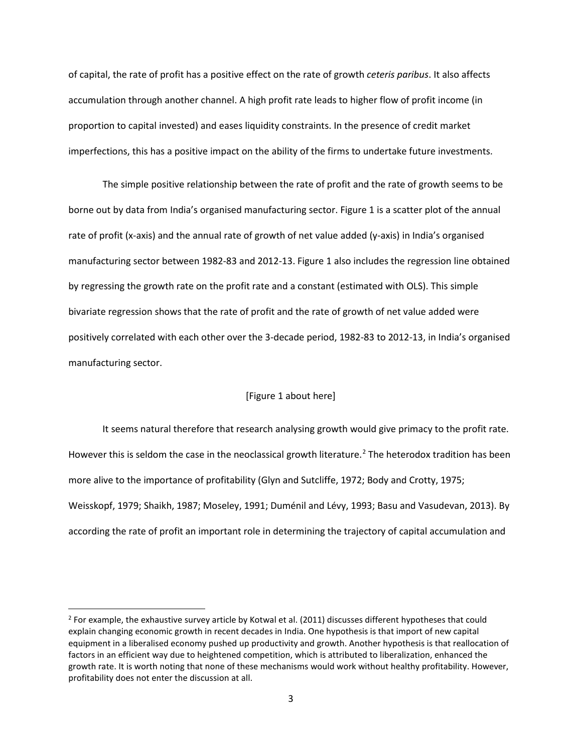of capital, the rate of profit has a positive effect on the rate of growth *ceteris paribus*. It also affects accumulation through another channel. A high profit rate leads to higher flow of profit income (in proportion to capital invested) and eases liquidity constraints. In the presence of credit market imperfections, this has a positive impact on the ability of the firms to undertake future investments.

The simple positive relationship between the rate of profit and the rate of growth seems to be borne out by data from India's organised manufacturing sector. Figure 1 is a scatter plot of the annual rate of profit (x-axis) and the annual rate of growth of net value added (y-axis) in India's organised manufacturing sector between 1982-83 and 2012-13. Figure 1 also includes the regression line obtained by regressing the growth rate on the profit rate and a constant (estimated with OLS). This simple bivariate regression shows that the rate of profit and the rate of growth of net value added were positively correlated with each other over the 3-decade period, 1982-83 to 2012-13, in India's organised manufacturing sector.

[Figure 1 about here]

It seems natural therefore that research analysing growth would give primacy to the profit rate. However this is seldom the case in the neoclassical growth literature.[2] The heterodox tradition has been more alive to the importance of profitability (Glyn and Sutcliffe, 1972; Body and Crotty, 1975; Weisskopf, 1979; Shaikh, 1987; Moseley, 1991; Duménil and Lévy, 1993; Basu and Vasudevan, 2013). By according the rate of profit an important role in determining the trajectory of capital accumulation and

[2] For example, the exhaustive survey article by Kotwal et al. (2011) discusses different hypotheses that could explain changing economic growth in recent decades in India. One hypothesis is that import of new capital equipment in a liberalised economy pushed up productivity and growth. Another hypothesis is that reallocation of factors in an efficient way due to heightened competition, which is attributed to liberalization, enhanced the growth rate. It is worth noting that none of these mechanisms would work without healthy profitability. However, profitability does not enter the discussion at all.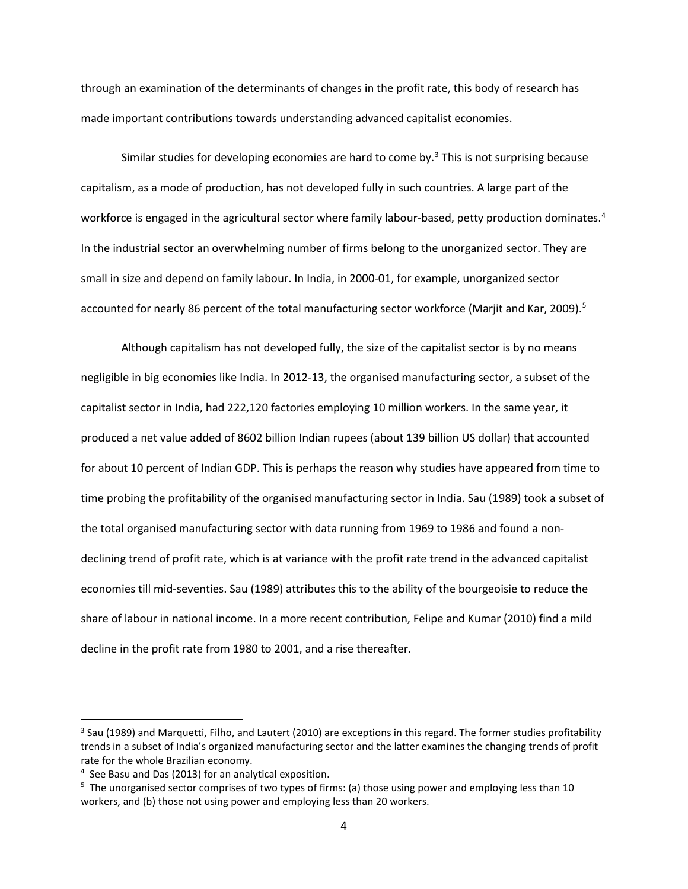through an examination of the determinants of changes in the profit rate, this body of research has made important contributions towards understanding advanced capitalist economies.

Similar studies for developing economies are hard to come by.[3] This is not surprising because capitalism, as a mode of production, has not developed fully in such countries. A large part of the workforce is engaged in the agricultural sector where family labour-based, petty production dominates.[4] In the industrial sector an overwhelming number of firms belong to the unorganized sector. They are small in size and depend on family labour. In India, in 2000-01, for example, unorganized sector accounted for nearly 86 percent of the total manufacturing sector workforce (Marjit and Kar, 2009).[5]

Although capitalism has not developed fully, the size of the capitalist sector is by no means negligible in big economies like India. In 2012-13, the organised manufacturing sector, a subset of the capitalist sector in India, had 222,120 factories employing 10 million workers. In the same year, it produced a net value added of 8602 billion Indian rupees (about 139 billion US dollar) that accounted for about 10 percent of Indian GDP. This is perhaps the reason why studies have appeared from time to time probing the profitability of the organised manufacturing sector in India. Sau (1989) took a subset of the total organised manufacturing sector with data running from 1969 to 1986 and found a non-declining trend of profit rate, which is at variance with the profit rate trend in the advanced capitalist economies till mid-seventies. Sau (1989) attributes this to the ability of the bourgeoisie to reduce the share of labour in national income. In a more recent contribution, Felipe and Kumar (2010) find a mild decline in the profit rate from 1980 to 2001, and a rise thereafter.

---

[3] Sau (1989) and Marquetti, Filho, and Lautert (2010) are exceptions in this regard. The former studies profitability trends in a subset of India's organized manufacturing sector and the latter examines the changing trends of profit rate for the whole Brazilian economy.

[4] See Basu and Das (2013) for an analytical exposition.

[5] The unorganised sector comprises of two types of firms: (a) those using power and employing less than 10 workers, and (b) those not using power and employing less than 20 workers.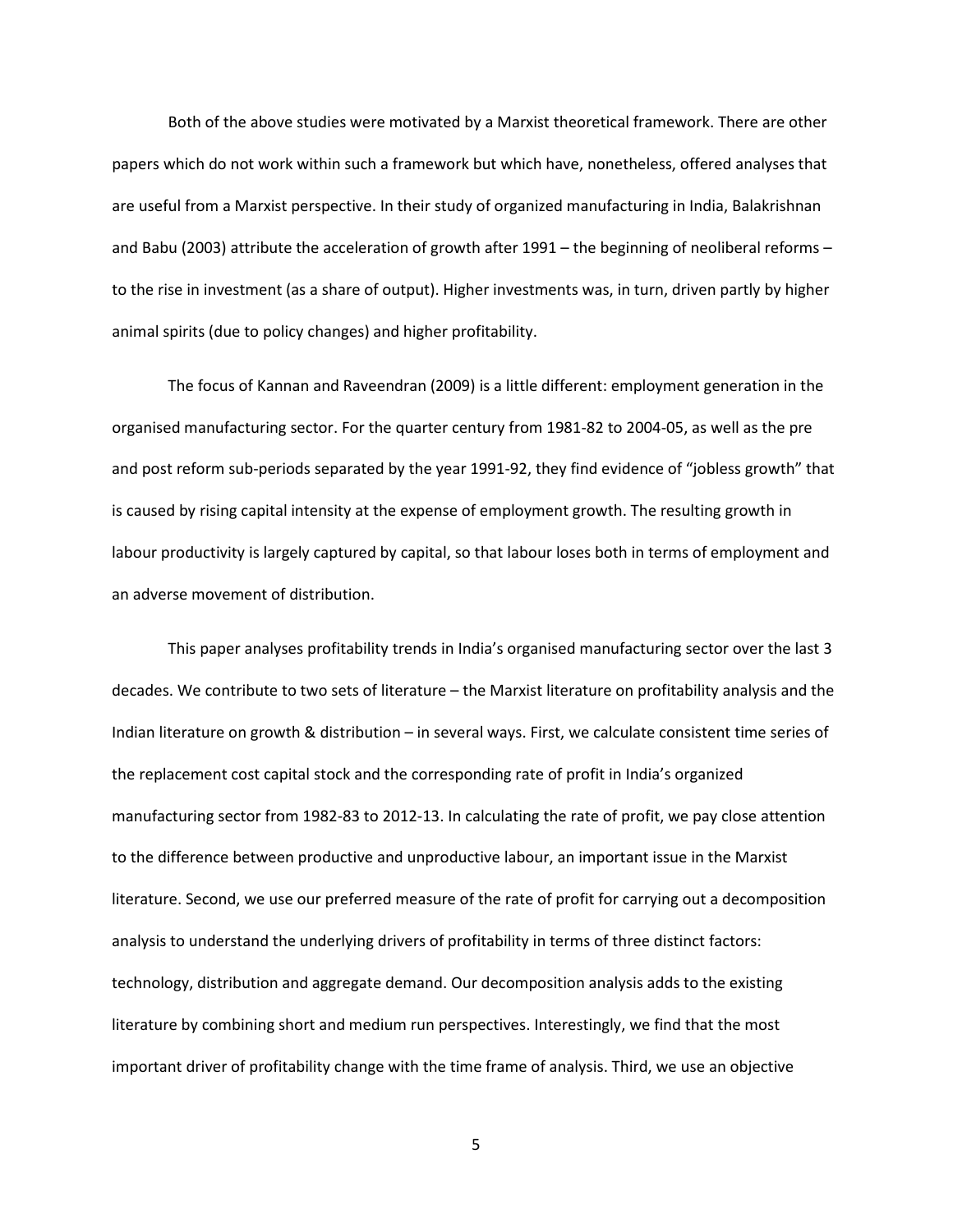Both of the above studies were motivated by a Marxist theoretical framework. There are other papers which do not work within such a framework but which have, nonetheless, offered analyses that are useful from a Marxist perspective. In their study of organized manufacturing in India, Balakrishnan and Babu (2003) attribute the acceleration of growth after 1991 – the beginning of neoliberal reforms – to the rise in investment (as a share of output). Higher investments was, in turn, driven partly by higher animal spirits (due to policy changes) and higher profitability.

The focus of Kannan and Raveendran (2009) is a little different: employment generation in the organised manufacturing sector. For the quarter century from 1981-82 to 2004-05, as well as the pre and post reform sub-periods separated by the year 1991-92, they find evidence of "jobless growth" that is caused by rising capital intensity at the expense of employment growth. The resulting growth in labour productivity is largely captured by capital, so that labour loses both in terms of employment and an adverse movement of distribution.

This paper analyses profitability trends in India's organised manufacturing sector over the last 3 decades. We contribute to two sets of literature – the Marxist literature on profitability analysis and the Indian literature on growth & distribution – in several ways. First, we calculate consistent time series of the replacement cost capital stock and the corresponding rate of profit in India's organized manufacturing sector from 1982-83 to 2012-13. In calculating the rate of profit, we pay close attention to the difference between productive and unproductive labour, an important issue in the Marxist literature. Second, we use our preferred measure of the rate of profit for carrying out a decomposition analysis to understand the underlying drivers of profitability in terms of three distinct factors: technology, distribution and aggregate demand. Our decomposition analysis adds to the existing literature by combining short and medium run perspectives. Interestingly, we find that the most important driver of profitability change with the time frame of analysis. Third, we use an objective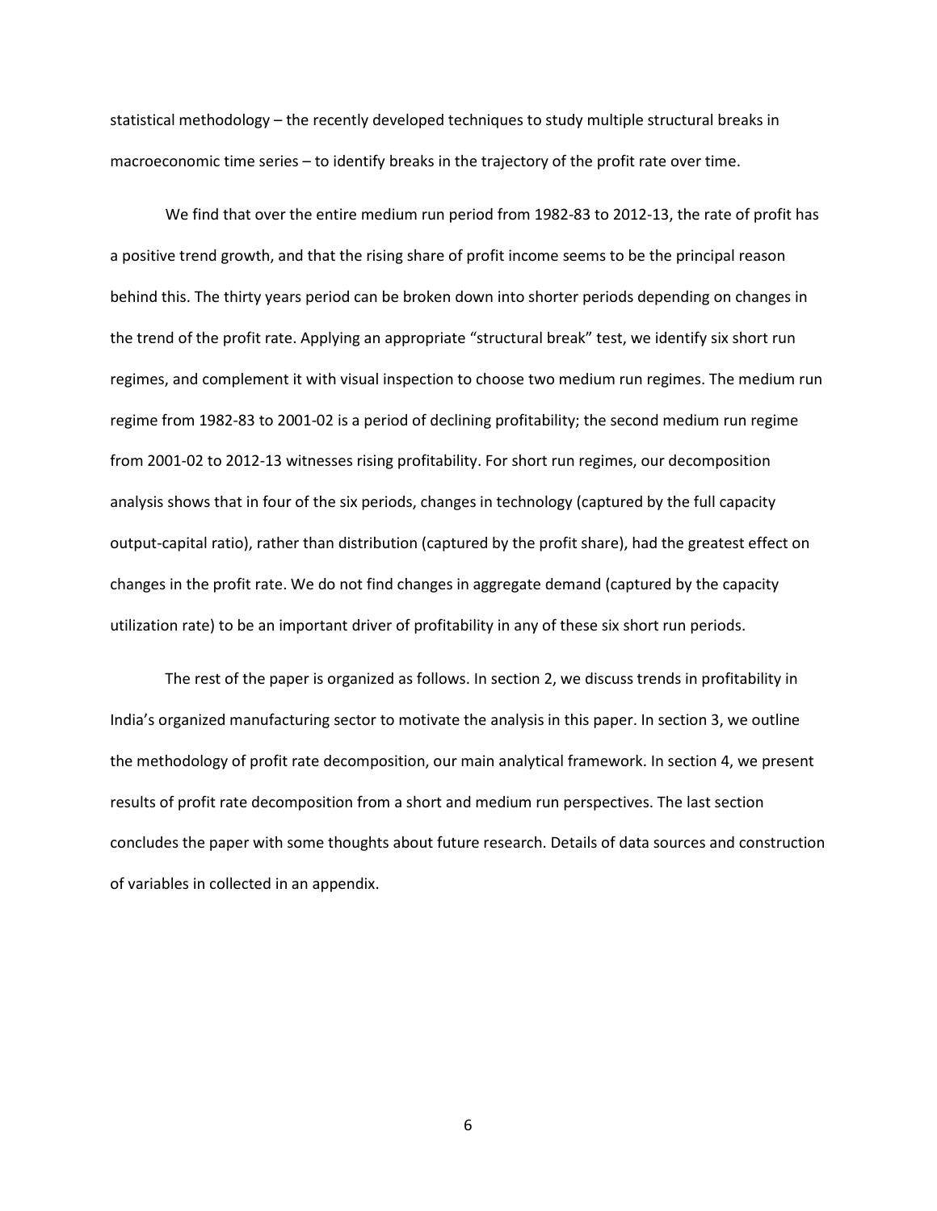statistical methodology – the recently developed techniques to study multiple structural breaks in macroeconomic time series – to identify breaks in the trajectory of the profit rate over time.

We find that over the entire medium run period from 1982-83 to 2012-13, the rate of profit has a positive trend growth, and that the rising share of profit income seems to be the principal reason behind this. The thirty years period can be broken down into shorter periods depending on changes in the trend of the profit rate. Applying an appropriate "structural break" test, we identify six short run regimes, and complement it with visual inspection to choose two medium run regimes. The medium run regime from 1982-83 to 2001-02 is a period of declining profitability; the second medium run regime from 2001-02 to 2012-13 witnesses rising profitability. For short run regimes, our decomposition analysis shows that in four of the six periods, changes in technology (captured by the full capacity output-capital ratio), rather than distribution (captured by the profit share), had the greatest effect on changes in the profit rate. We do not find changes in aggregate demand (captured by the capacity utilization rate) to be an important driver of profitability in any of these six short run periods.

The rest of the paper is organized as follows. In section 2, we discuss trends in profitability in India's organized manufacturing sector to motivate the analysis in this paper. In section 3, we outline the methodology of profit rate decomposition, our main analytical framework. In section 4, we present results of profit rate decomposition from a short and medium run perspectives. The last section concludes the paper with some thoughts about future research. Details of data sources and construction of variables in collected in an appendix.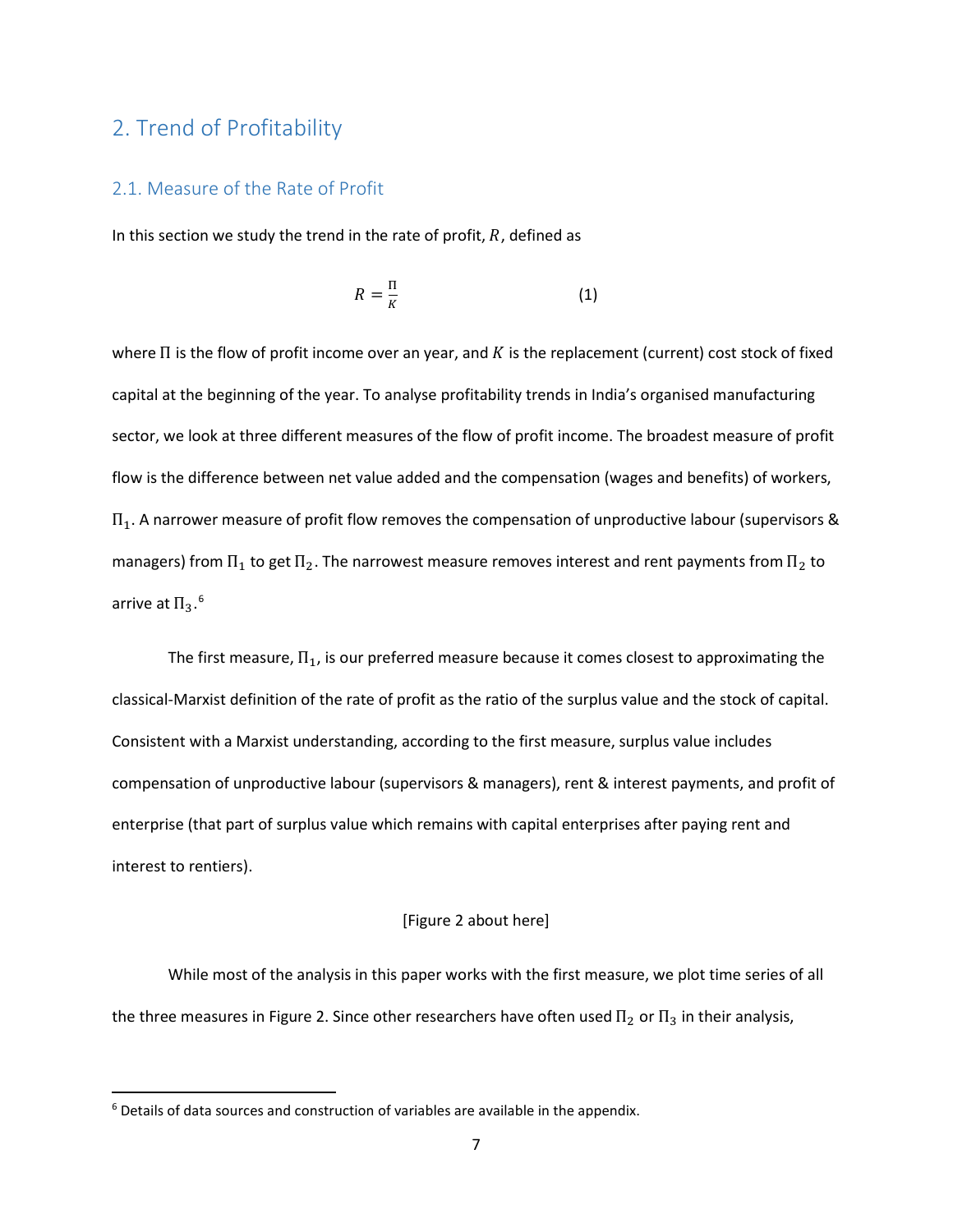## 2. Trend of Profitability

### 2.1. Measure of the Rate of Profit

In this section we study the trend in the rate of profit, $R$, defined as

$$R = \frac{\Pi}{K} \qquad (1)$$

where $\Pi$ is the flow of profit income over an year, and $K$ is the replacement (current) cost stock of fixed capital at the beginning of the year. To analyse profitability trends in India's organised manufacturing sector, we look at three different measures of the flow of profit income. The broadest measure of profit flow is the difference between net value added and the compensation (wages and benefits) of workers, $\Pi_1$. A narrower measure of profit flow removes the compensation of unproductive labour (supervisors & managers) from $\Pi_1$ to get $\Pi_2$. The narrowest measure removes interest and rent payments from $\Pi_2$ to arrive at $\Pi_3$.[6]

The first measure, $\Pi_1$, is our preferred measure because it comes closest to approximating the classical-Marxist definition of the rate of profit as the ratio of the surplus value and the stock of capital. Consistent with a Marxist understanding, according to the first measure, surplus value includes compensation of unproductive labour (supervisors & managers), rent & interest payments, and profit of enterprise (that part of surplus value which remains with capital enterprises after paying rent and interest to rentiers).

[Figure 2 about here]

While most of the analysis in this paper works with the first measure, we plot time series of all the three measures in Figure 2. Since other researchers have often used $\Pi_2$ or $\Pi_3$ in their analysis,

[6] Details of data sources and construction of variables are available in the appendix.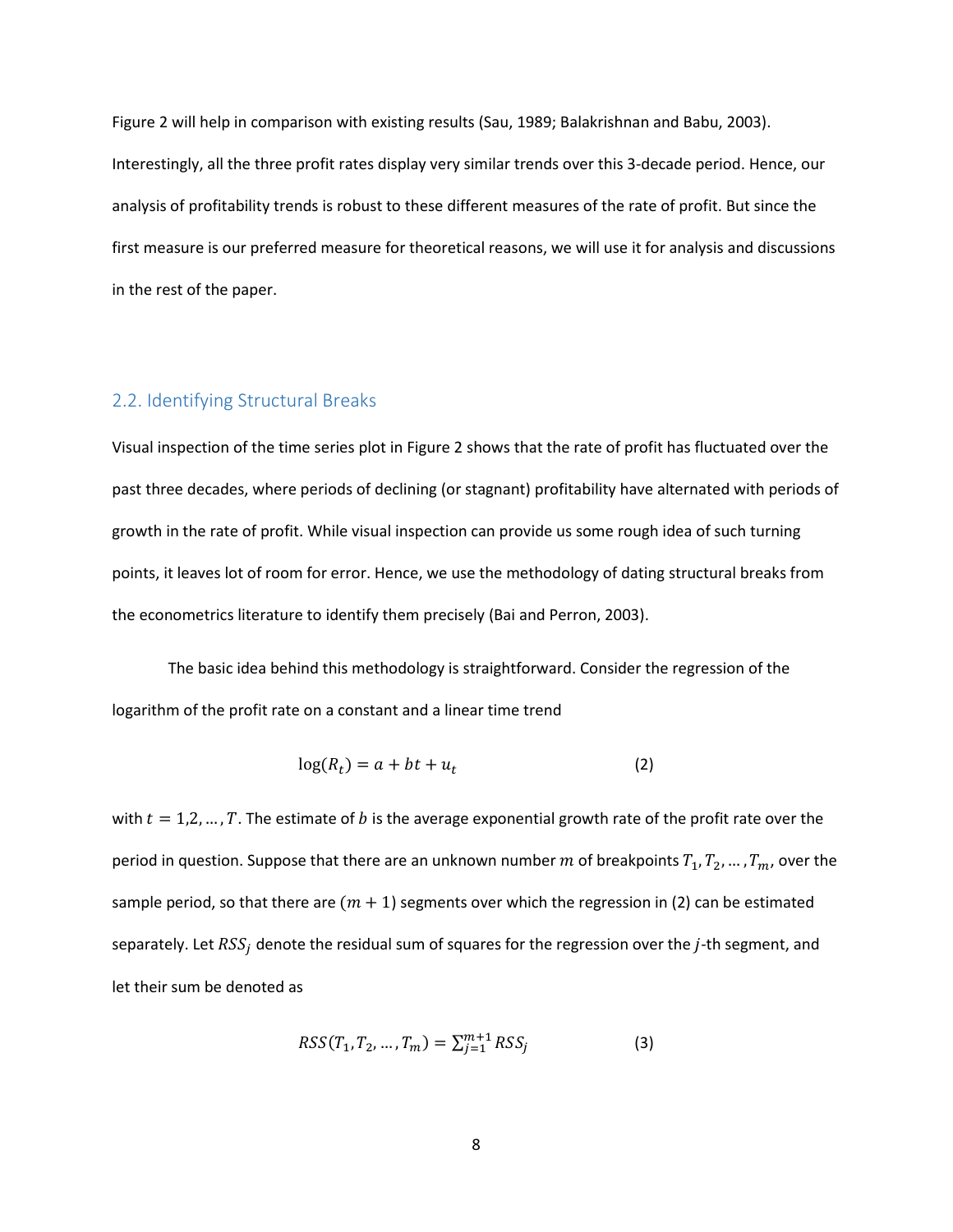Figure 2 will help in comparison with existing results (Sau, 1989; Balakrishnan and Babu, 2003). Interestingly, all the three profit rates display very similar trends over this 3-decade period. Hence, our analysis of profitability trends is robust to these different measures of the rate of profit. But since the first measure is our preferred measure for theoretical reasons, we will use it for analysis and discussions in the rest of the paper.

## 2.2. Identifying Structural Breaks

Visual inspection of the time series plot in Figure 2 shows that the rate of profit has fluctuated over the past three decades, where periods of declining (or stagnant) profitability have alternated with periods of growth in the rate of profit. While visual inspection can provide us some rough idea of such turning points, it leaves lot of room for error. Hence, we use the methodology of dating structural breaks from the econometrics literature to identify them precisely (Bai and Perron, 2003).

The basic idea behind this methodology is straightforward. Consider the regression of the logarithm of the profit rate on a constant and a linear time trend

$$\log(R_t) = a + bt + u_t \tag{2}$$

with $t = 1,2, \dots, T$. The estimate of $b$ is the average exponential growth rate of the profit rate over the period in question. Suppose that there are an unknown number $m$ of breakpoints $T_1, T_2, \dots, T_m$, over the sample period, so that there are $(m + 1)$ segments over which the regression in (2) can be estimated separately. Let $RSS_j$ denote the residual sum of squares for the regression over the $j$-th segment, and let their sum be denoted as

$$RSS(T_1, T_2, \dots, T_m) = \sum_{j=1}^{m+1} RSS_j \tag{3}$$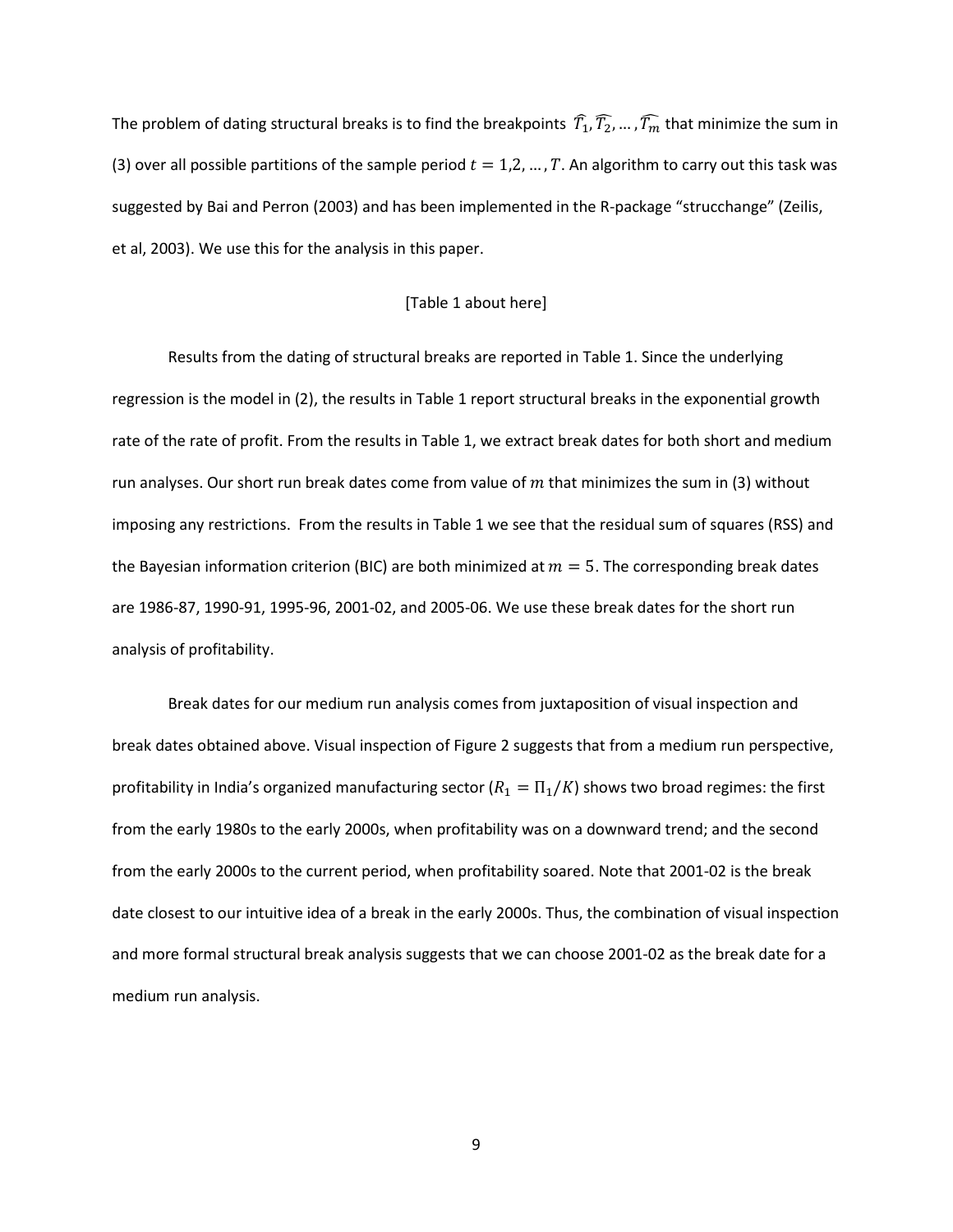The problem of dating structural breaks is to find the breakpoints $\widehat{T_1}, \widehat{T_2}, \ldots, \widehat{T_m}$ that minimize the sum in (3) over all possible partitions of the sample period $t = 1,2, \ldots, T$. An algorithm to carry out this task was suggested by Bai and Perron (2003) and has been implemented in the R-package "strucchange" (Zeilis, et al, 2003). We use this for the analysis in this paper.

[Table 1 about here]

Results from the dating of structural breaks are reported in Table 1. Since the underlying regression is the model in (2), the results in Table 1 report structural breaks in the exponential growth rate of the rate of profit. From the results in Table 1, we extract break dates for both short and medium run analyses. Our short run break dates come from value of $m$ that minimizes the sum in (3) without imposing any restrictions. From the results in Table 1 we see that the residual sum of squares (RSS) and the Bayesian information criterion (BIC) are both minimized at $m = 5$. The corresponding break dates are 1986-87, 1990-91, 1995-96, 2001-02, and 2005-06. We use these break dates for the short run analysis of profitability.

Break dates for our medium run analysis comes from juxtaposition of visual inspection and break dates obtained above. Visual inspection of Figure 2 suggests that from a medium run perspective, profitability in India's organized manufacturing sector ($R_1 = \Pi_1/K$) shows two broad regimes: the first from the early 1980s to the early 2000s, when profitability was on a downward trend; and the second from the early 2000s to the current period, when profitability soared. Note that 2001-02 is the break date closest to our intuitive idea of a break in the early 2000s. Thus, the combination of visual inspection and more formal structural break analysis suggests that we can choose 2001-02 as the break date for a medium run analysis.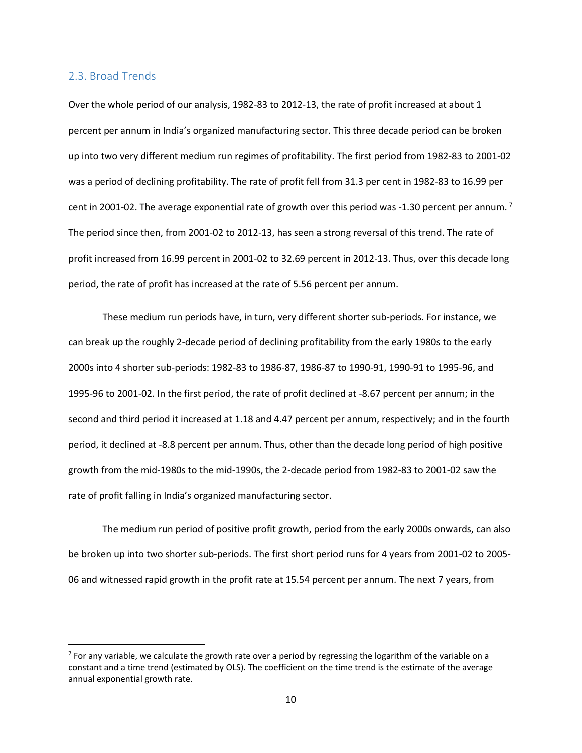## 2.3. Broad Trends

Over the whole period of our analysis, 1982-83 to 2012-13, the rate of profit increased at about 1 percent per annum in India's organized manufacturing sector. This three decade period can be broken up into two very different medium run regimes of profitability. The first period from 1982-83 to 2001-02 was a period of declining profitability. The rate of profit fell from 31.3 per cent in 1982-83 to 16.99 per cent in 2001-02. The average exponential rate of growth over this period was -1.30 percent per annum. [7] The period since then, from 2001-02 to 2012-13, has seen a strong reversal of this trend. The rate of profit increased from 16.99 percent in 2001-02 to 32.69 percent in 2012-13. Thus, over this decade long period, the rate of profit has increased at the rate of 5.56 percent per annum.

These medium run periods have, in turn, very different shorter sub-periods. For instance, we can break up the roughly 2-decade period of declining profitability from the early 1980s to the early 2000s into 4 shorter sub-periods: 1982-83 to 1986-87, 1986-87 to 1990-91, 1990-91 to 1995-96, and 1995-96 to 2001-02. In the first period, the rate of profit declined at -8.67 percent per annum; in the second and third period it increased at 1.18 and 4.47 percent per annum, respectively; and in the fourth period, it declined at -8.8 percent per annum. Thus, other than the decade long period of high positive growth from the mid-1980s to the mid-1990s, the 2-decade period from 1982-83 to 2001-02 saw the rate of profit falling in India's organized manufacturing sector.

The medium run period of positive profit growth, period from the early 2000s onwards, can also be broken up into two shorter sub-periods. The first short period runs for 4 years from 2001-02 to 2005-06 and witnessed rapid growth in the profit rate at 15.54 percent per annum. The next 7 years, from

[7] For any variable, we calculate the growth rate over a period by regressing the logarithm of the variable on a constant and a time trend (estimated by OLS). The coefficient on the time trend is the estimate of the average annual exponential growth rate.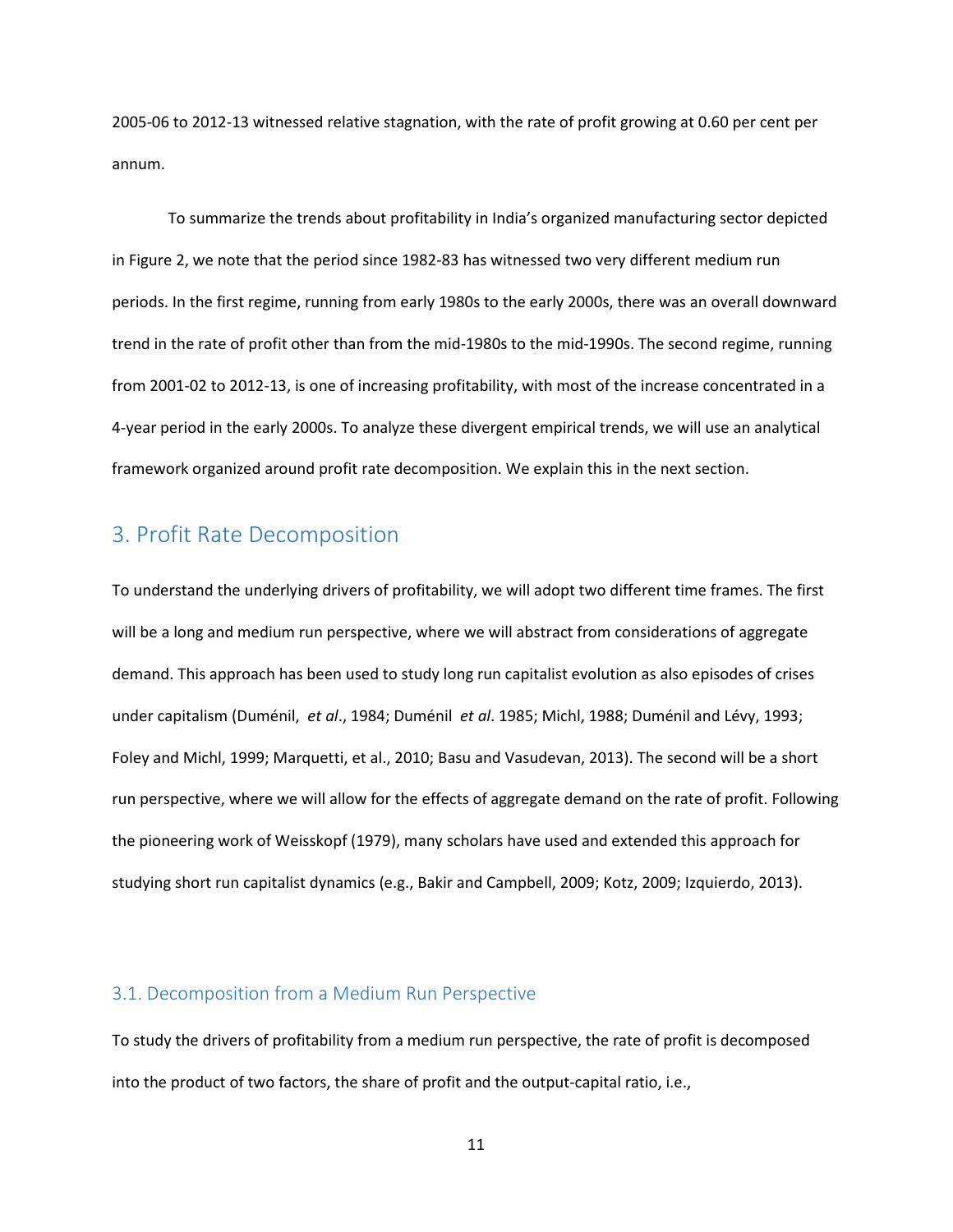2005-06 to 2012-13 witnessed relative stagnation, with the rate of profit growing at 0.60 per cent per annum.

To summarize the trends about profitability in India's organized manufacturing sector depicted in Figure 2, we note that the period since 1982-83 has witnessed two very different medium run periods. In the first regime, running from early 1980s to the early 2000s, there was an overall downward trend in the rate of profit other than from the mid-1980s to the mid-1990s. The second regime, running from 2001-02 to 2012-13, is one of increasing profitability, with most of the increase concentrated in a 4-year period in the early 2000s. To analyze these divergent empirical trends, we will use an analytical framework organized around profit rate decomposition. We explain this in the next section.

## 3. Profit Rate Decomposition

To understand the underlying drivers of profitability, we will adopt two different time frames. The first will be a long and medium run perspective, where we will abstract from considerations of aggregate demand. This approach has been used to study long run capitalist evolution as also episodes of crises under capitalism (Duménil, *et al*., 1984; Duménil *et al*. 1985; Michl, 1988; Duménil and Lévy, 1993; Foley and Michl, 1999; Marquetti, et al., 2010; Basu and Vasudevan, 2013). The second will be a short run perspective, where we will allow for the effects of aggregate demand on the rate of profit. Following the pioneering work of Weisskopf (1979), many scholars have used and extended this approach for studying short run capitalist dynamics (e.g., Bakir and Campbell, 2009; Kotz, 2009; Izquierdo, 2013).

### 3.1. Decomposition from a Medium Run Perspective

To study the drivers of profitability from a medium run perspective, the rate of profit is decomposed into the product of two factors, the share of profit and the output-capital ratio, i.e.,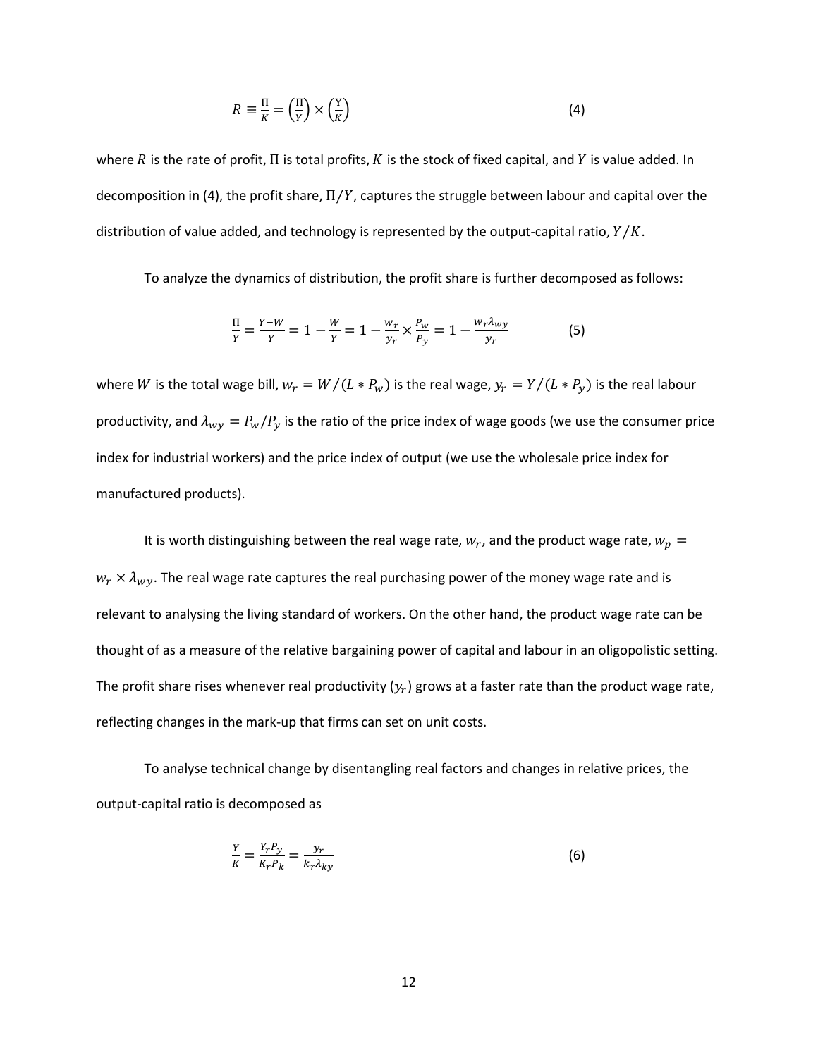$$R \equiv \frac{\Pi}{K} = \left(\frac{\Pi}{Y}\right) \times \left(\frac{Y}{K}\right) \qquad (4)$$

where $R$ is the rate of profit, $\Pi$ is total profits, $K$ is the stock of fixed capital, and $Y$ is value added. In decomposition in (4), the profit share, $\Pi/Y$, captures the struggle between labour and capital over the distribution of value added, and technology is represented by the output-capital ratio, $Y/K$.

To analyze the dynamics of distribution, the profit share is further decomposed as follows:

$$\frac{\Pi}{Y} = \frac{Y-W}{Y} = 1 - \frac{W}{Y} = 1 - \frac{w_r}{y_r} \times \frac{P_w}{P_y} = 1 - \frac{w_r \lambda_{wy}}{y_r} \qquad (5)$$

where $W$ is the total wage bill, $w_r = W/(L * P_w)$ is the real wage, $y_r = Y/(L * P_y)$ is the real labour productivity, and $\lambda_{wy} = P_w/P_y$ is the ratio of the price index of wage goods (we use the consumer price index for industrial workers) and the price index of output (we use the wholesale price index for manufactured products).

It is worth distinguishing between the real wage rate, $w_r$, and the product wage rate, $w_p = w_r \times \lambda_{wy}$. The real wage rate captures the real purchasing power of the money wage rate and is relevant to analysing the living standard of workers. On the other hand, the product wage rate can be thought of as a measure of the relative bargaining power of capital and labour in an oligopolistic setting. The profit share rises whenever real productivity ($y_r$) grows at a faster rate than the product wage rate, reflecting changes in the mark-up that firms can set on unit costs.

To analyse technical change by disentangling real factors and changes in relative prices, the output-capital ratio is decomposed as

$$\frac{Y}{K} = \frac{Y_r P_y}{K_r P_k} = \frac{y_r}{k_r \lambda_{ky}} \qquad (6)$$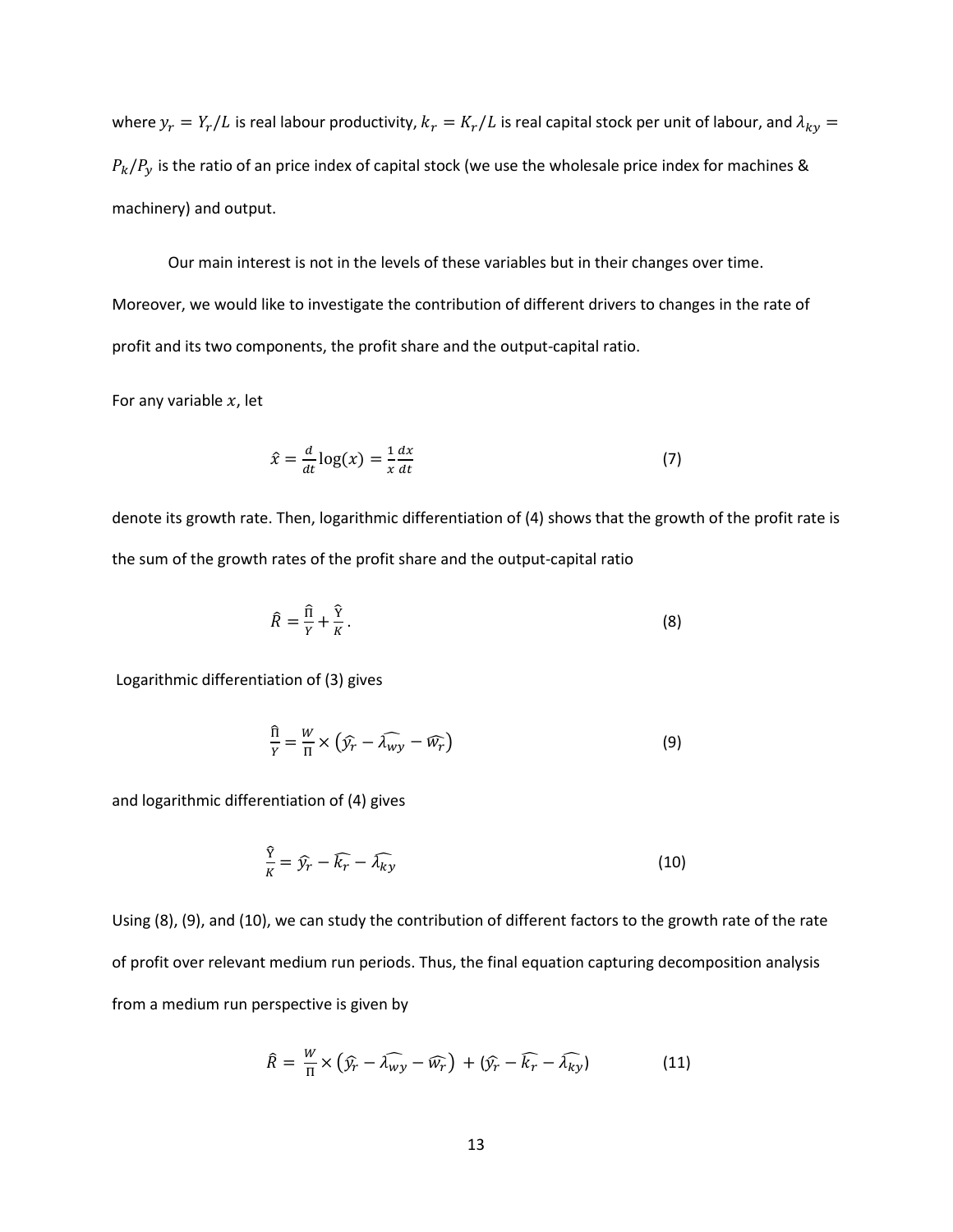where $y_r = Y_r/L$ is real labour productivity, $k_r = K_r/L$ is real capital stock per unit of labour, and $\lambda_{ky} = P_k/P_y$ is the ratio of an price index of capital stock (we use the wholesale price index for machines & machinery) and output.

Our main interest is not in the levels of these variables but in their changes over time. Moreover, we would like to investigate the contribution of different drivers to changes in the rate of profit and its two components, the profit share and the output-capital ratio.

For any variable $x$, let

$$\hat{x} = \frac{d}{dt}\log(x) = \frac{1}{x}\frac{dx}{dt} \tag{7}$$

denote its growth rate. Then, logarithmic differentiation of (4) shows that the growth of the profit rate is the sum of the growth rates of the profit share and the output-capital ratio

$$\hat{R} = \frac{\hat{\Pi}}{Y} + \frac{\hat{Y}}{K}. \tag{8}$$

Logarithmic differentiation of (3) gives

$$\frac{\hat{\Pi}}{Y} = \frac{W}{\Pi} \times \left(\widehat{y_r} - \widehat{\lambda_{wy}} - \widehat{w_r}\right) \tag{9}$$

and logarithmic differentiation of (4) gives

$$\frac{\hat{Y}}{K} = \widehat{y_r} - \widehat{k_r} - \widehat{\lambda_{ky}} \tag{10}$$

Using (8), (9), and (10), we can study the contribution of different factors to the growth rate of the rate of profit over relevant medium run periods. Thus, the final equation capturing decomposition analysis from a medium run perspective is given by

$$\hat{R} = \frac{W}{\Pi} \times \left(\widehat{y_r} - \widehat{\lambda_{wy}} - \widehat{w_r}\right) + \left(\widehat{y_r} - \widehat{k_r} - \widehat{\lambda_{ky}}\right) \tag{11}$$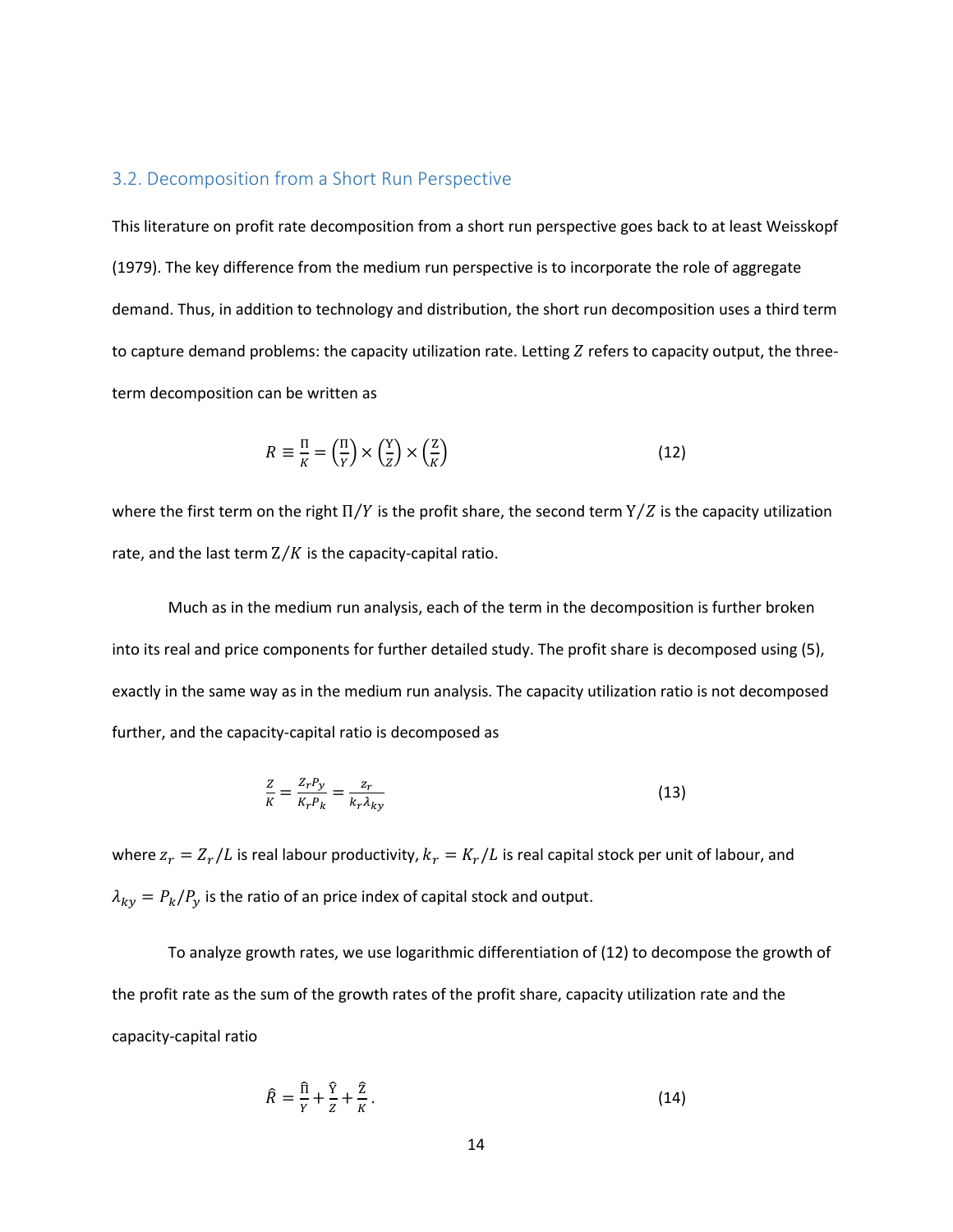## 3.2. Decomposition from a Short Run Perspective

This literature on profit rate decomposition from a short run perspective goes back to at least Weisskopf (1979). The key difference from the medium run perspective is to incorporate the role of aggregate demand. Thus, in addition to technology and distribution, the short run decomposition uses a third term to capture demand problems: the capacity utilization rate. Letting $Z$ refers to capacity output, the three-term decomposition can be written as

$$R \equiv \frac{\Pi}{K} = \left(\frac{\Pi}{Y}\right) \times \left(\frac{Y}{Z}\right) \times \left(\frac{Z}{K}\right) \tag{12}$$

where the first term on the right $\Pi/Y$ is the profit share, the second term $Y/Z$ is the capacity utilization rate, and the last term $Z/K$ is the capacity-capital ratio.

Much as in the medium run analysis, each of the term in the decomposition is further broken into its real and price components for further detailed study. The profit share is decomposed using (5), exactly in the same way as in the medium run analysis. The capacity utilization ratio is not decomposed further, and the capacity-capital ratio is decomposed as

$$\frac{Z}{K} = \frac{Z_r P_y}{K_r P_k} = \frac{z_r}{k_r \lambda_{ky}} \tag{13}$$

where $z_r = Z_r/L$ is real labour productivity, $k_r = K_r/L$ is real capital stock per unit of labour, and $\lambda_{ky} = P_k/P_y$ is the ratio of an price index of capital stock and output.

To analyze growth rates, we use logarithmic differentiation of (12) to decompose the growth of the profit rate as the sum of the growth rates of the profit share, capacity utilization rate and the capacity-capital ratio

$$\hat{R} = \frac{\hat{\Pi}}{Y} + \frac{\hat{Y}}{Z} + \frac{\hat{Z}}{K}. \tag{14}$$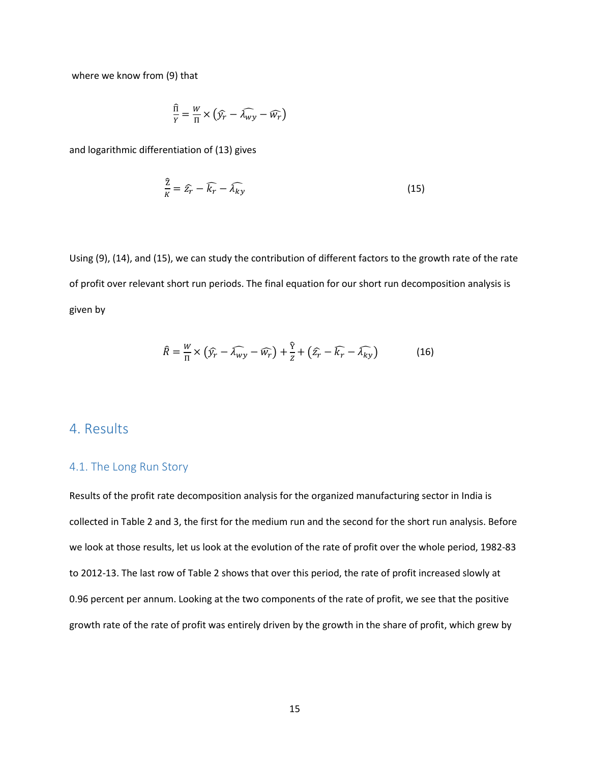where we know from (9) that

$$\frac{\widehat{\Pi}}{Y} = \frac{W}{\Pi} \times \left(\widehat{y_r} - \widehat{\lambda_{wy}} - \widehat{w_r}\right)$$

and logarithmic differentiation of (13) gives

$$\frac{\widehat{Z}}{K} = \widehat{z_r} - \widehat{k_r} - \widehat{\lambda_{ky}} \tag{15}$$

Using (9), (14), and (15), we can study the contribution of different factors to the growth rate of the rate of profit over relevant short run periods. The final equation for our short run decomposition analysis is given by

$$\widehat{R} = \frac{W}{\Pi} \times \left(\widehat{y_r} - \widehat{\lambda_{wy}} - \widehat{w_r}\right) + \frac{\widehat{Y}}{Z} + \left(\widehat{z_r} - \widehat{k_r} - \widehat{\lambda_{ky}}\right) \tag{16}$$

## 4. Results

### 4.1. The Long Run Story

Results of the profit rate decomposition analysis for the organized manufacturing sector in India is collected in Table 2 and 3, the first for the medium run and the second for the short run analysis. Before we look at those results, let us look at the evolution of the rate of profit over the whole period, 1982-83 to 2012-13. The last row of Table 2 shows that over this period, the rate of profit increased slowly at 0.96 percent per annum. Looking at the two components of the rate of profit, we see that the positive growth rate of the rate of profit was entirely driven by the growth in the share of profit, which grew by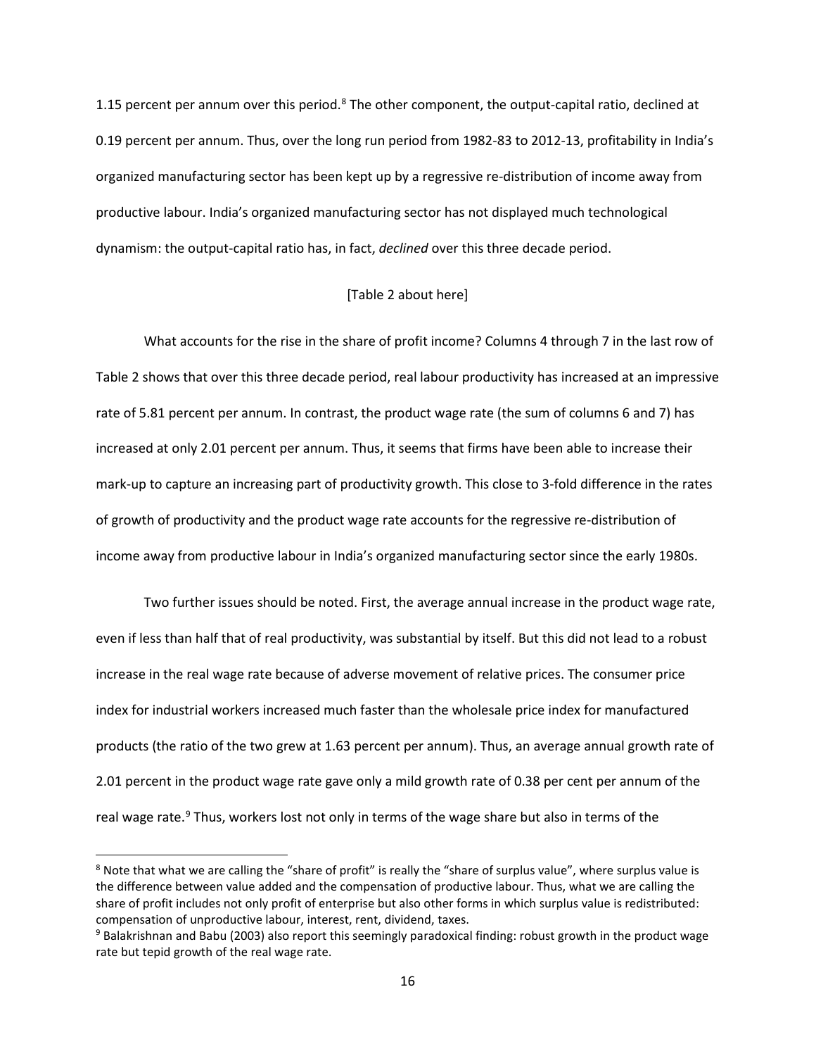1.15 percent per annum over this period.[8] The other component, the output-capital ratio, declined at 0.19 percent per annum. Thus, over the long run period from 1982-83 to 2012-13, profitability in India's organized manufacturing sector has been kept up by a regressive re-distribution of income away from productive labour. India's organized manufacturing sector has not displayed much technological dynamism: the output-capital ratio has, in fact, *declined* over this three decade period.

[Table 2 about here]

What accounts for the rise in the share of profit income? Columns 4 through 7 in the last row of Table 2 shows that over this three decade period, real labour productivity has increased at an impressive rate of 5.81 percent per annum. In contrast, the product wage rate (the sum of columns 6 and 7) has increased at only 2.01 percent per annum. Thus, it seems that firms have been able to increase their mark-up to capture an increasing part of productivity growth. This close to 3-fold difference in the rates of growth of productivity and the product wage rate accounts for the regressive re-distribution of income away from productive labour in India's organized manufacturing sector since the early 1980s.

Two further issues should be noted. First, the average annual increase in the product wage rate, even if less than half that of real productivity, was substantial by itself. But this did not lead to a robust increase in the real wage rate because of adverse movement of relative prices. The consumer price index for industrial workers increased much faster than the wholesale price index for manufactured products (the ratio of the two grew at 1.63 percent per annum). Thus, an average annual growth rate of 2.01 percent in the product wage rate gave only a mild growth rate of 0.38 per cent per annum of the real wage rate.[9] Thus, workers lost not only in terms of the wage share but also in terms of the

[8] Note that what we are calling the "share of profit" is really the "share of surplus value", where surplus value is the difference between value added and the compensation of productive labour. Thus, what we are calling the share of profit includes not only profit of enterprise but also other forms in which surplus value is redistributed: compensation of unproductive labour, interest, rent, dividend, taxes.

[9] Balakrishnan and Babu (2003) also report this seemingly paradoxical finding: robust growth in the product wage rate but tepid growth of the real wage rate.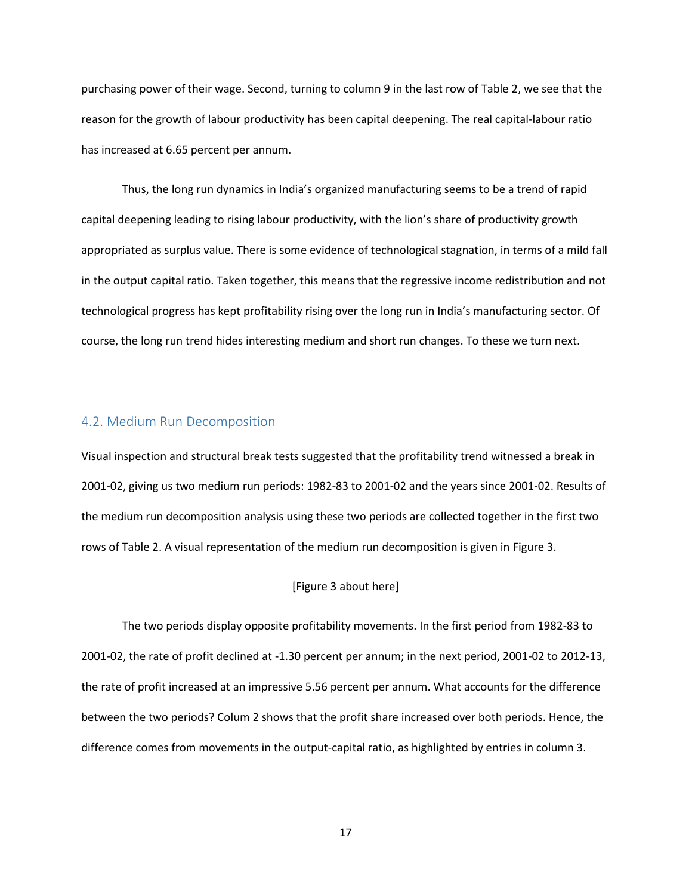purchasing power of their wage. Second, turning to column 9 in the last row of Table 2, we see that the reason for the growth of labour productivity has been capital deepening. The real capital-labour ratio has increased at 6.65 percent per annum.

Thus, the long run dynamics in India's organized manufacturing seems to be a trend of rapid capital deepening leading to rising labour productivity, with the lion's share of productivity growth appropriated as surplus value. There is some evidence of technological stagnation, in terms of a mild fall in the output capital ratio. Taken together, this means that the regressive income redistribution and not technological progress has kept profitability rising over the long run in India's manufacturing sector. Of course, the long run trend hides interesting medium and short run changes. To these we turn next.

### 4.2. Medium Run Decomposition

Visual inspection and structural break tests suggested that the profitability trend witnessed a break in 2001-02, giving us two medium run periods: 1982-83 to 2001-02 and the years since 2001-02. Results of the medium run decomposition analysis using these two periods are collected together in the first two rows of Table 2. A visual representation of the medium run decomposition is given in Figure 3.

[Figure 3 about here]

The two periods display opposite profitability movements. In the first period from 1982-83 to 2001-02, the rate of profit declined at -1.30 percent per annum; in the next period, 2001-02 to 2012-13, the rate of profit increased at an impressive 5.56 percent per annum. What accounts for the difference between the two periods? Colum 2 shows that the profit share increased over both periods. Hence, the difference comes from movements in the output-capital ratio, as highlighted by entries in column 3.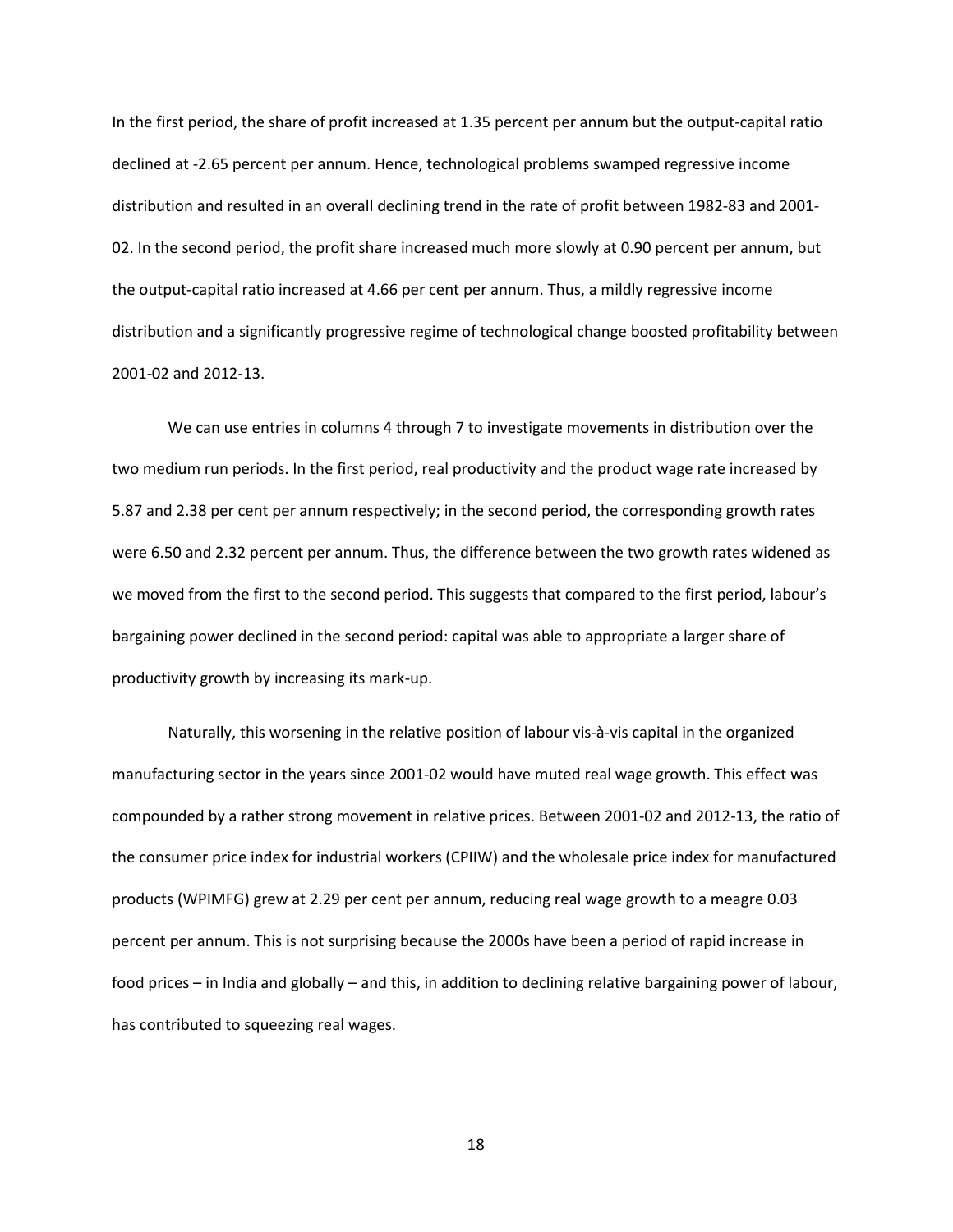In the first period, the share of profit increased at 1.35 percent per annum but the output-capital ratio declined at -2.65 percent per annum. Hence, technological problems swamped regressive income distribution and resulted in an overall declining trend in the rate of profit between 1982-83 and 2001-02. In the second period, the profit share increased much more slowly at 0.90 percent per annum, but the output-capital ratio increased at 4.66 per cent per annum. Thus, a mildly regressive income distribution and a significantly progressive regime of technological change boosted profitability between 2001-02 and 2012-13.

We can use entries in columns 4 through 7 to investigate movements in distribution over the two medium run periods. In the first period, real productivity and the product wage rate increased by 5.87 and 2.38 per cent per annum respectively; in the second period, the corresponding growth rates were 6.50 and 2.32 percent per annum. Thus, the difference between the two growth rates widened as we moved from the first to the second period. This suggests that compared to the first period, labour's bargaining power declined in the second period: capital was able to appropriate a larger share of productivity growth by increasing its mark-up.

Naturally, this worsening in the relative position of labour vis-à-vis capital in the organized manufacturing sector in the years since 2001-02 would have muted real wage growth. This effect was compounded by a rather strong movement in relative prices. Between 2001-02 and 2012-13, the ratio of the consumer price index for industrial workers (CPIIW) and the wholesale price index for manufactured products (WPIMFG) grew at 2.29 per cent per annum, reducing real wage growth to a meagre 0.03 percent per annum. This is not surprising because the 2000s have been a period of rapid increase in food prices – in India and globally – and this, in addition to declining relative bargaining power of labour, has contributed to squeezing real wages.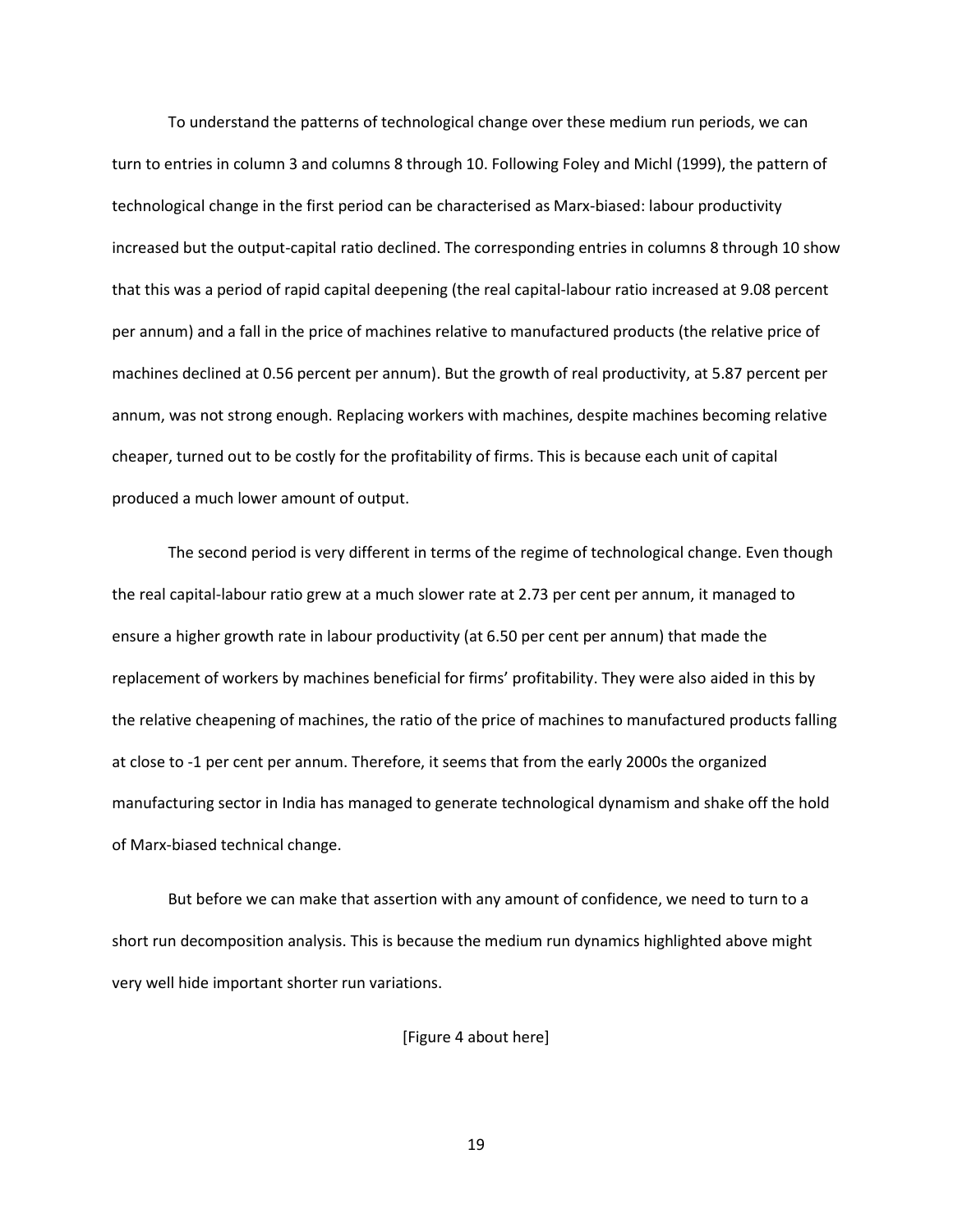To understand the patterns of technological change over these medium run periods, we can turn to entries in column 3 and columns 8 through 10. Following Foley and Michl (1999), the pattern of technological change in the first period can be characterised as Marx-biased: labour productivity increased but the output-capital ratio declined. The corresponding entries in columns 8 through 10 show that this was a period of rapid capital deepening (the real capital-labour ratio increased at 9.08 percent per annum) and a fall in the price of machines relative to manufactured products (the relative price of machines declined at 0.56 percent per annum). But the growth of real productivity, at 5.87 percent per annum, was not strong enough. Replacing workers with machines, despite machines becoming relative cheaper, turned out to be costly for the profitability of firms. This is because each unit of capital produced a much lower amount of output.

The second period is very different in terms of the regime of technological change. Even though the real capital-labour ratio grew at a much slower rate at 2.73 per cent per annum, it managed to ensure a higher growth rate in labour productivity (at 6.50 per cent per annum) that made the replacement of workers by machines beneficial for firms' profitability. They were also aided in this by the relative cheapening of machines, the ratio of the price of machines to manufactured products falling at close to -1 per cent per annum. Therefore, it seems that from the early 2000s the organized manufacturing sector in India has managed to generate technological dynamism and shake off the hold of Marx-biased technical change.

But before we can make that assertion with any amount of confidence, we need to turn to a short run decomposition analysis. This is because the medium run dynamics highlighted above might very well hide important shorter run variations.

[Figure 4 about here]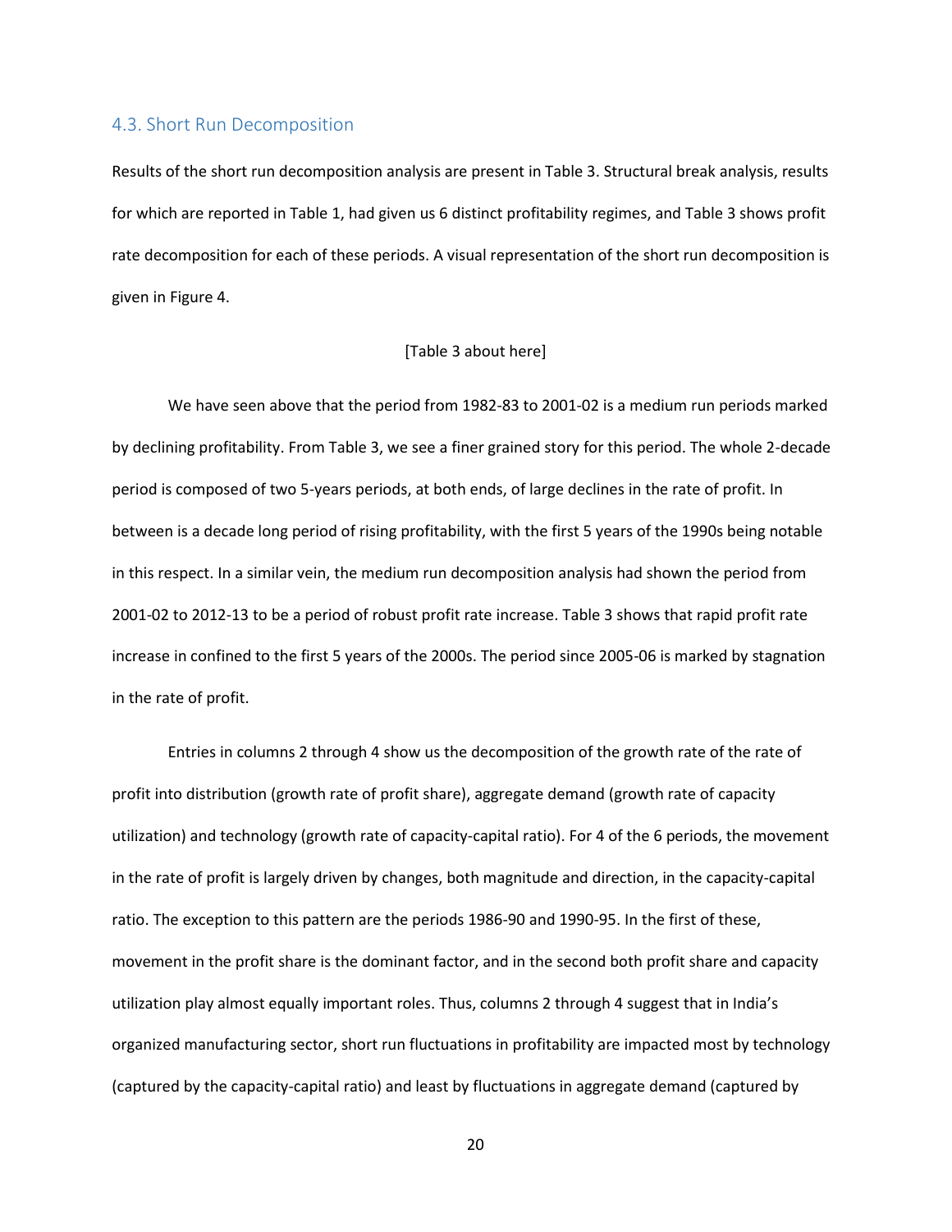### 4.3. Short Run Decomposition

Results of the short run decomposition analysis are present in Table 3. Structural break analysis, results for which are reported in Table 1, had given us 6 distinct profitability regimes, and Table 3 shows profit rate decomposition for each of these periods. A visual representation of the short run decomposition is given in Figure 4.

[Table 3 about here]

We have seen above that the period from 1982-83 to 2001-02 is a medium run periods marked by declining profitability. From Table 3, we see a finer grained story for this period. The whole 2-decade period is composed of two 5-years periods, at both ends, of large declines in the rate of profit. In between is a decade long period of rising profitability, with the first 5 years of the 1990s being notable in this respect. In a similar vein, the medium run decomposition analysis had shown the period from 2001-02 to 2012-13 to be a period of robust profit rate increase. Table 3 shows that rapid profit rate increase in confined to the first 5 years of the 2000s. The period since 2005-06 is marked by stagnation in the rate of profit.

Entries in columns 2 through 4 show us the decomposition of the growth rate of the rate of profit into distribution (growth rate of profit share), aggregate demand (growth rate of capacity utilization) and technology (growth rate of capacity-capital ratio). For 4 of the 6 periods, the movement in the rate of profit is largely driven by changes, both magnitude and direction, in the capacity-capital ratio. The exception to this pattern are the periods 1986-90 and 1990-95. In the first of these, movement in the profit share is the dominant factor, and in the second both profit share and capacity utilization play almost equally important roles. Thus, columns 2 through 4 suggest that in India's organized manufacturing sector, short run fluctuations in profitability are impacted most by technology (captured by the capacity-capital ratio) and least by fluctuations in aggregate demand (captured by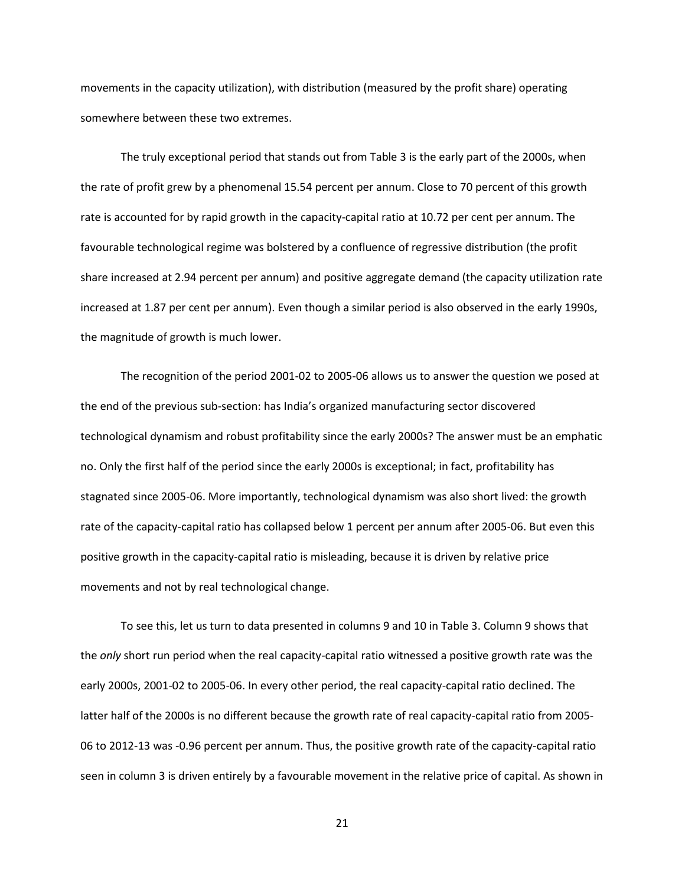movements in the capacity utilization), with distribution (measured by the profit share) operating somewhere between these two extremes.

The truly exceptional period that stands out from Table 3 is the early part of the 2000s, when the rate of profit grew by a phenomenal 15.54 percent per annum. Close to 70 percent of this growth rate is accounted for by rapid growth in the capacity-capital ratio at 10.72 per cent per annum. The favourable technological regime was bolstered by a confluence of regressive distribution (the profit share increased at 2.94 percent per annum) and positive aggregate demand (the capacity utilization rate increased at 1.87 per cent per annum). Even though a similar period is also observed in the early 1990s, the magnitude of growth is much lower.

The recognition of the period 2001-02 to 2005-06 allows us to answer the question we posed at the end of the previous sub-section: has India's organized manufacturing sector discovered technological dynamism and robust profitability since the early 2000s? The answer must be an emphatic no. Only the first half of the period since the early 2000s is exceptional; in fact, profitability has stagnated since 2005-06. More importantly, technological dynamism was also short lived: the growth rate of the capacity-capital ratio has collapsed below 1 percent per annum after 2005-06. But even this positive growth in the capacity-capital ratio is misleading, because it is driven by relative price movements and not by real technological change.

To see this, let us turn to data presented in columns 9 and 10 in Table 3. Column 9 shows that the *only* short run period when the real capacity-capital ratio witnessed a positive growth rate was the early 2000s, 2001-02 to 2005-06. In every other period, the real capacity-capital ratio declined. The latter half of the 2000s is no different because the growth rate of real capacity-capital ratio from 2005-06 to 2012-13 was -0.96 percent per annum. Thus, the positive growth rate of the capacity-capital ratio seen in column 3 is driven entirely by a favourable movement in the relative price of capital. As shown in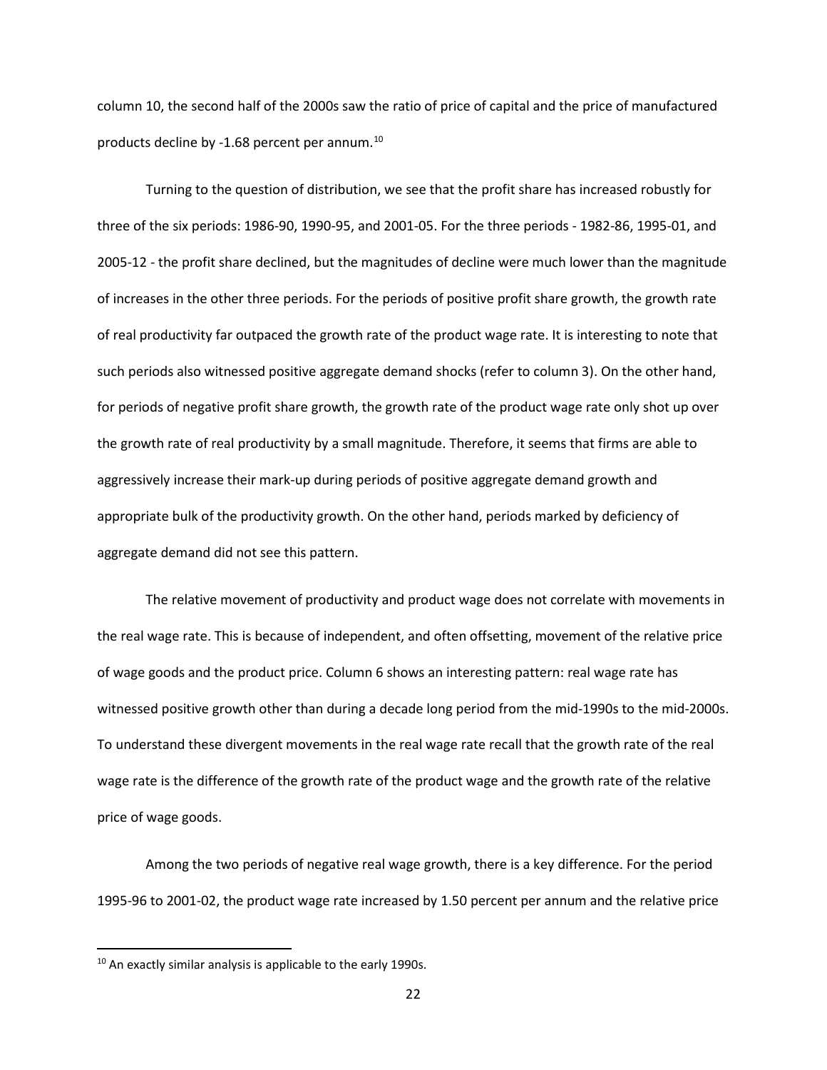column 10, the second half of the 2000s saw the ratio of price of capital and the price of manufactured products decline by -1.68 percent per annum.[10]

Turning to the question of distribution, we see that the profit share has increased robustly for three of the six periods: 1986-90, 1990-95, and 2001-05. For the three periods - 1982-86, 1995-01, and 2005-12 - the profit share declined, but the magnitudes of decline were much lower than the magnitude of increases in the other three periods. For the periods of positive profit share growth, the growth rate of real productivity far outpaced the growth rate of the product wage rate. It is interesting to note that such periods also witnessed positive aggregate demand shocks (refer to column 3). On the other hand, for periods of negative profit share growth, the growth rate of the product wage rate only shot up over the growth rate of real productivity by a small magnitude. Therefore, it seems that firms are able to aggressively increase their mark-up during periods of positive aggregate demand growth and appropriate bulk of the productivity growth. On the other hand, periods marked by deficiency of aggregate demand did not see this pattern.

The relative movement of productivity and product wage does not correlate with movements in the real wage rate. This is because of independent, and often offsetting, movement of the relative price of wage goods and the product price. Column 6 shows an interesting pattern: real wage rate has witnessed positive growth other than during a decade long period from the mid-1990s to the mid-2000s. To understand these divergent movements in the real wage rate recall that the growth rate of the real wage rate is the difference of the growth rate of the product wage and the growth rate of the relative price of wage goods.

Among the two periods of negative real wage growth, there is a key difference. For the period 1995-96 to 2001-02, the product wage rate increased by 1.50 percent per annum and the relative price

[10] An exactly similar analysis is applicable to the early 1990s.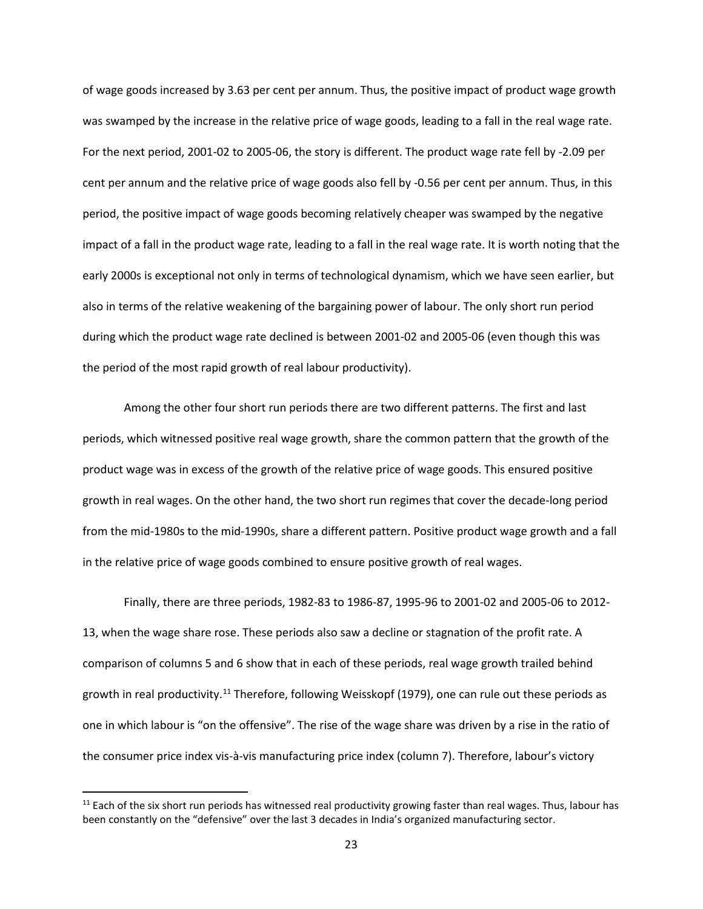of wage goods increased by 3.63 per cent per annum. Thus, the positive impact of product wage growth was swamped by the increase in the relative price of wage goods, leading to a fall in the real wage rate. For the next period, 2001-02 to 2005-06, the story is different. The product wage rate fell by -2.09 per cent per annum and the relative price of wage goods also fell by -0.56 per cent per annum. Thus, in this period, the positive impact of wage goods becoming relatively cheaper was swamped by the negative impact of a fall in the product wage rate, leading to a fall in the real wage rate. It is worth noting that the early 2000s is exceptional not only in terms of technological dynamism, which we have seen earlier, but also in terms of the relative weakening of the bargaining power of labour. The only short run period during which the product wage rate declined is between 2001-02 and 2005-06 (even though this was the period of the most rapid growth of real labour productivity).

Among the other four short run periods there are two different patterns. The first and last periods, which witnessed positive real wage growth, share the common pattern that the growth of the product wage was in excess of the growth of the relative price of wage goods. This ensured positive growth in real wages. On the other hand, the two short run regimes that cover the decade-long period from the mid-1980s to the mid-1990s, share a different pattern. Positive product wage growth and a fall in the relative price of wage goods combined to ensure positive growth of real wages.

Finally, there are three periods, 1982-83 to 1986-87, 1995-96 to 2001-02 and 2005-06 to 2012-13, when the wage share rose. These periods also saw a decline or stagnation of the profit rate. A comparison of columns 5 and 6 show that in each of these periods, real wage growth trailed behind growth in real productivity.[11] Therefore, following Weisskopf (1979), one can rule out these periods as one in which labour is "on the offensive". The rise of the wage share was driven by a rise in the ratio of the consumer price index vis-à-vis manufacturing price index (column 7). Therefore, labour's victory

[11] Each of the six short run periods has witnessed real productivity growing faster than real wages. Thus, labour has been constantly on the "defensive" over the last 3 decades in India's organized manufacturing sector.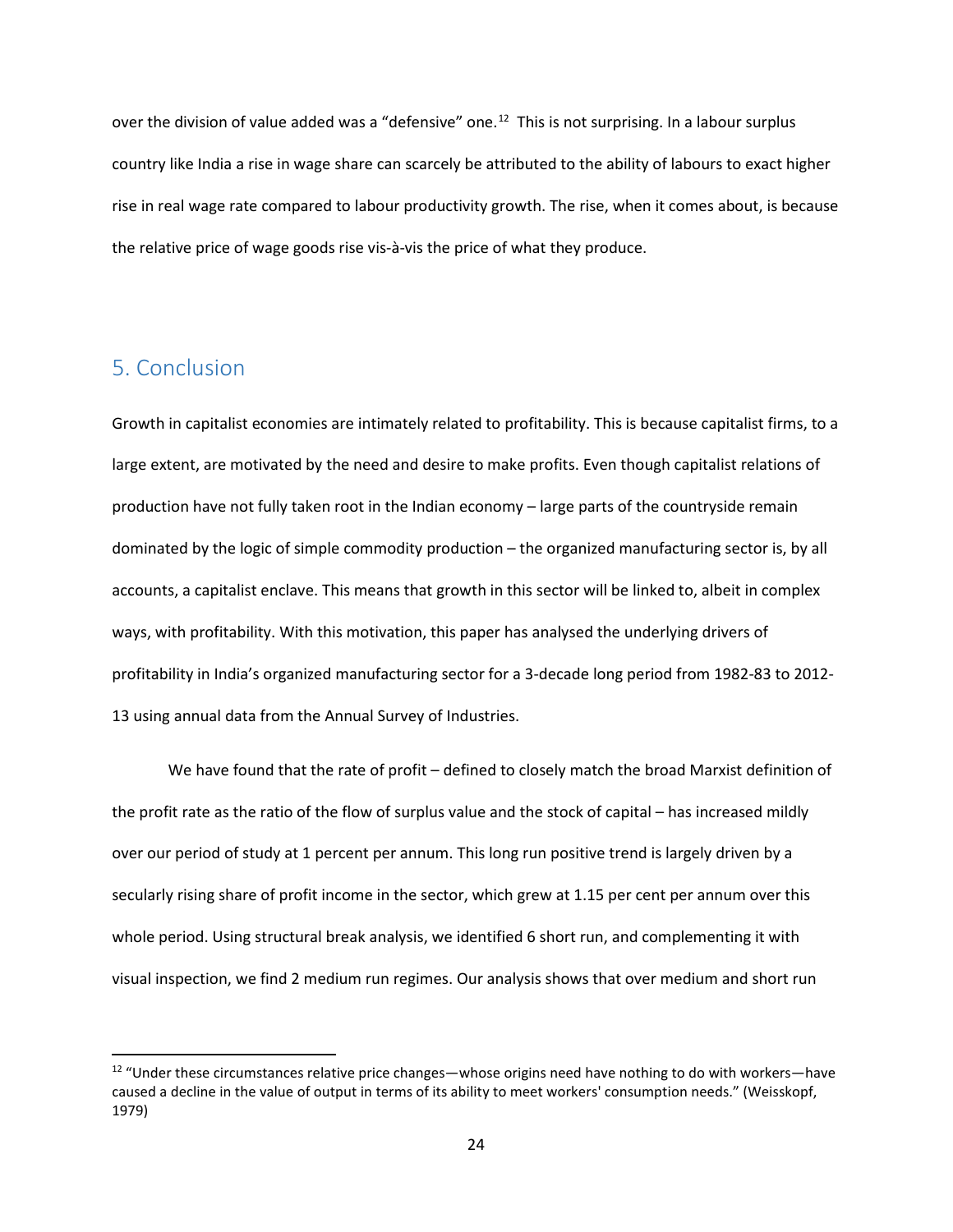over the division of value added was a "defensive" one.[12] This is not surprising. In a labour surplus country like India a rise in wage share can scarcely be attributed to the ability of labours to exact higher rise in real wage rate compared to labour productivity growth. The rise, when it comes about, is because the relative price of wage goods rise vis-à-vis the price of what they produce.

## 5. Conclusion

Growth in capitalist economies are intimately related to profitability. This is because capitalist firms, to a large extent, are motivated by the need and desire to make profits. Even though capitalist relations of production have not fully taken root in the Indian economy – large parts of the countryside remain dominated by the logic of simple commodity production – the organized manufacturing sector is, by all accounts, a capitalist enclave. This means that growth in this sector will be linked to, albeit in complex ways, with profitability. With this motivation, this paper has analysed the underlying drivers of profitability in India's organized manufacturing sector for a 3-decade long period from 1982-83 to 2012-13 using annual data from the Annual Survey of Industries.

We have found that the rate of profit – defined to closely match the broad Marxist definition of the profit rate as the ratio of the flow of surplus value and the stock of capital – has increased mildly over our period of study at 1 percent per annum. This long run positive trend is largely driven by a secularly rising share of profit income in the sector, which grew at 1.15 per cent per annum over this whole period. Using structural break analysis, we identified 6 short run, and complementing it with visual inspection, we find 2 medium run regimes. Our analysis shows that over medium and short run

[12] "Under these circumstances relative price changes—whose origins need have nothing to do with workers—have caused a decline in the value of output in terms of its ability to meet workers' consumption needs." (Weisskopf, 1979)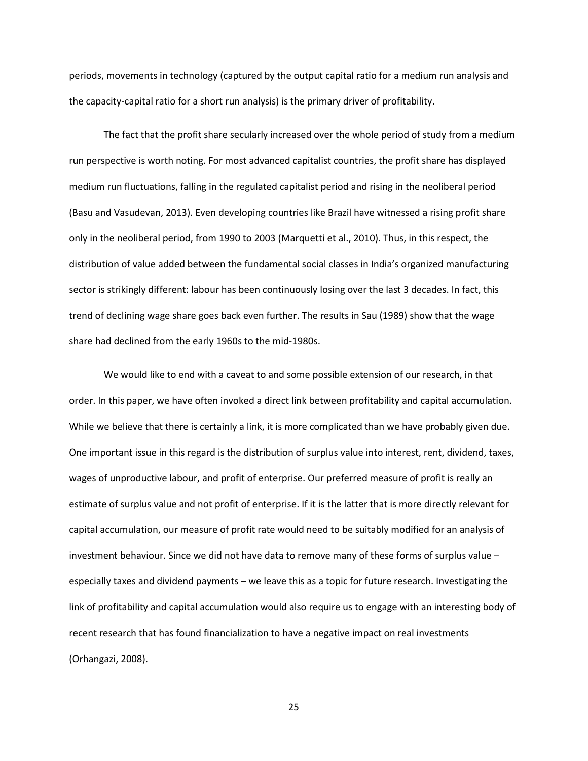periods, movements in technology (captured by the output capital ratio for a medium run analysis and the capacity-capital ratio for a short run analysis) is the primary driver of profitability.

The fact that the profit share secularly increased over the whole period of study from a medium run perspective is worth noting. For most advanced capitalist countries, the profit share has displayed medium run fluctuations, falling in the regulated capitalist period and rising in the neoliberal period (Basu and Vasudevan, 2013). Even developing countries like Brazil have witnessed a rising profit share only in the neoliberal period, from 1990 to 2003 (Marquetti et al., 2010). Thus, in this respect, the distribution of value added between the fundamental social classes in India's organized manufacturing sector is strikingly different: labour has been continuously losing over the last 3 decades. In fact, this trend of declining wage share goes back even further. The results in Sau (1989) show that the wage share had declined from the early 1960s to the mid-1980s.

We would like to end with a caveat to and some possible extension of our research, in that order. In this paper, we have often invoked a direct link between profitability and capital accumulation. While we believe that there is certainly a link, it is more complicated than we have probably given due. One important issue in this regard is the distribution of surplus value into interest, rent, dividend, taxes, wages of unproductive labour, and profit of enterprise. Our preferred measure of profit is really an estimate of surplus value and not profit of enterprise. If it is the latter that is more directly relevant for capital accumulation, our measure of profit rate would need to be suitably modified for an analysis of investment behaviour. Since we did not have data to remove many of these forms of surplus value – especially taxes and dividend payments – we leave this as a topic for future research. Investigating the link of profitability and capital accumulation would also require us to engage with an interesting body of recent research that has found financialization to have a negative impact on real investments (Orhangazi, 2008).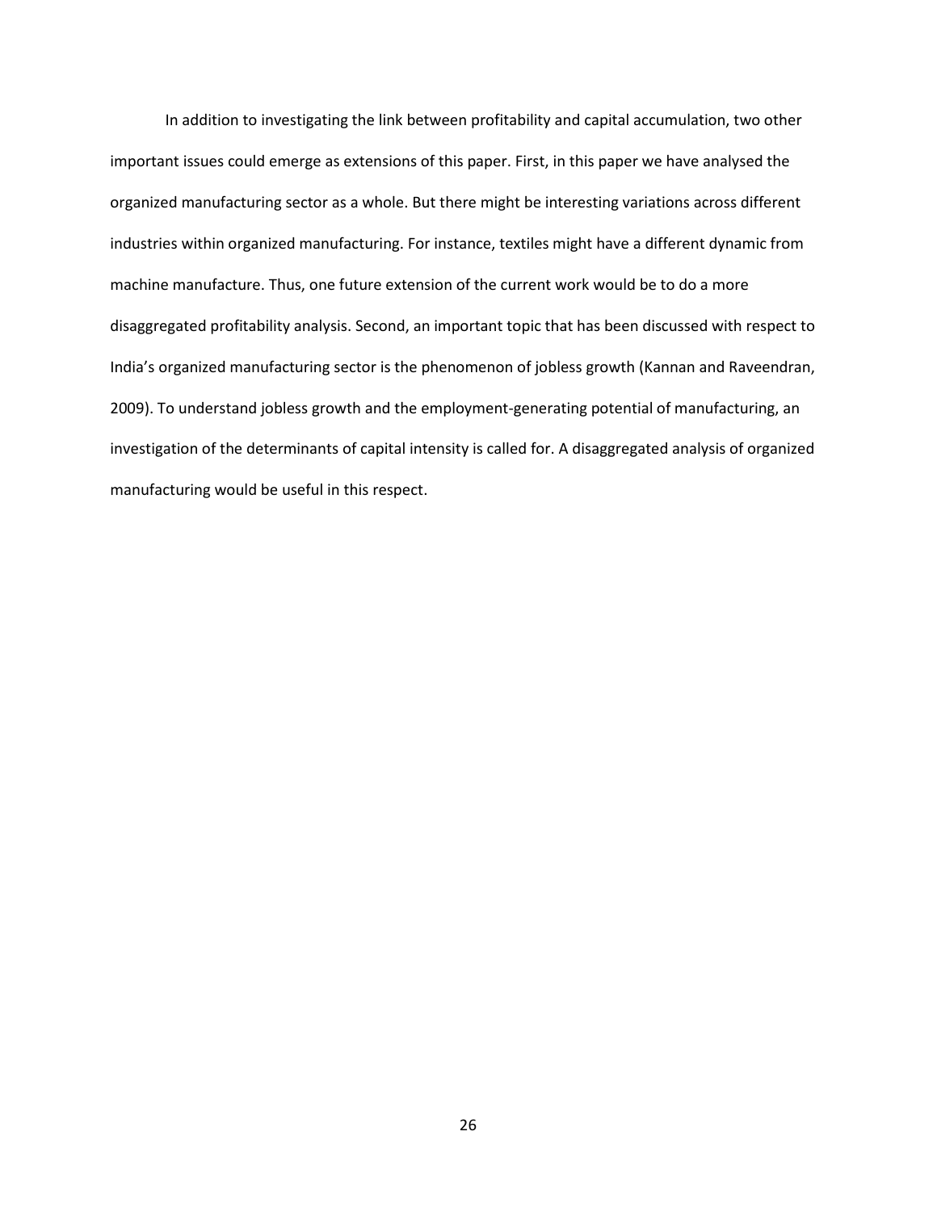In addition to investigating the link between profitability and capital accumulation, two other important issues could emerge as extensions of this paper. First, in this paper we have analysed the organized manufacturing sector as a whole. But there might be interesting variations across different industries within organized manufacturing. For instance, textiles might have a different dynamic from machine manufacture. Thus, one future extension of the current work would be to do a more disaggregated profitability analysis. Second, an important topic that has been discussed with respect to India's organized manufacturing sector is the phenomenon of jobless growth (Kannan and Raveendran, 2009). To understand jobless growth and the employment-generating potential of manufacturing, an investigation of the determinants of capital intensity is called for. A disaggregated analysis of organized manufacturing would be useful in this respect.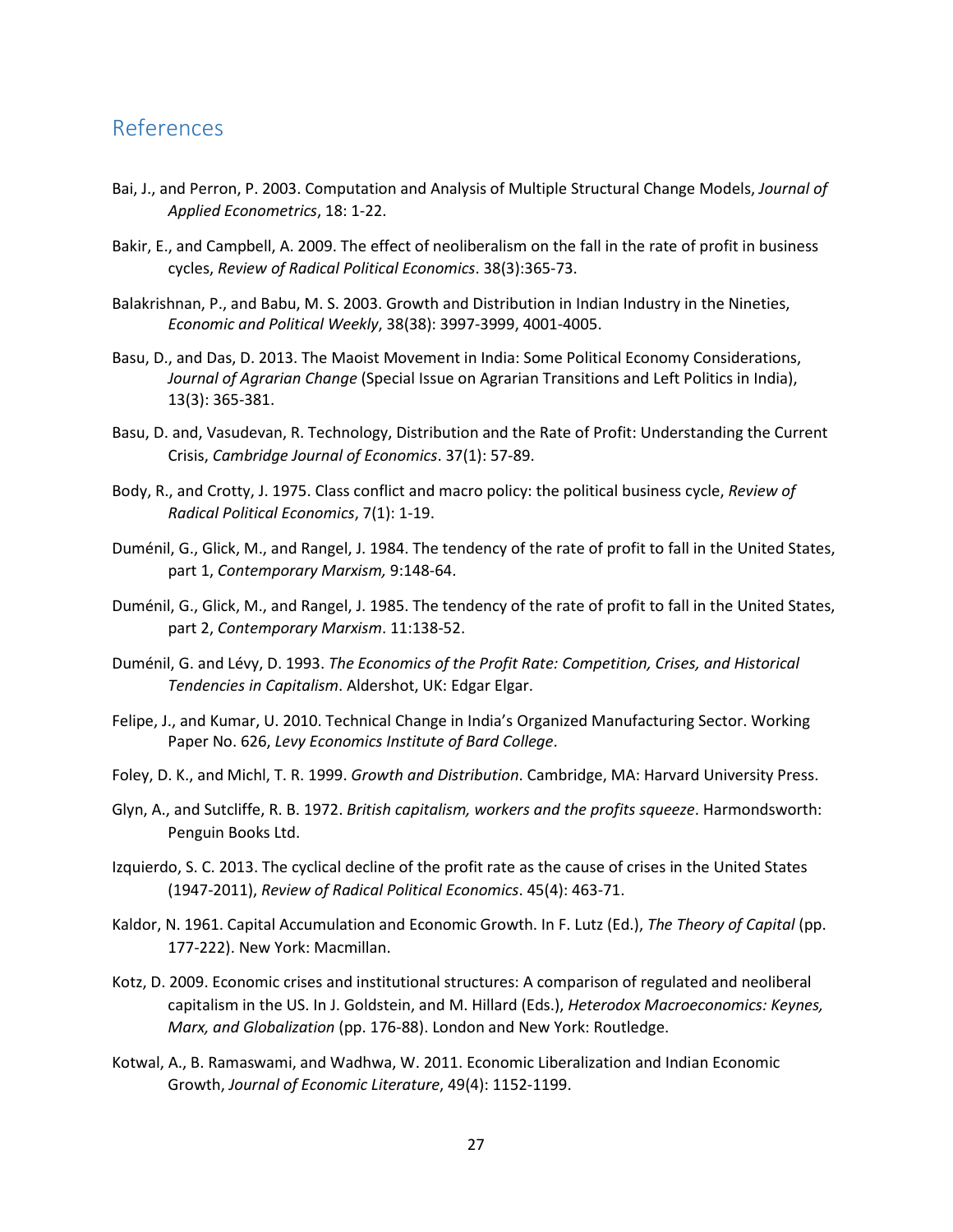## References

Bai, J., and Perron, P. 2003. Computation and Analysis of Multiple Structural Change Models, *Journal of Applied Econometrics*, 18: 1-22.

Bakir, E., and Campbell, A. 2009. The effect of neoliberalism on the fall in the rate of profit in business cycles, *Review of Radical Political Economics*. 38(3):365-73.

Balakrishnan, P., and Babu, M. S. 2003. Growth and Distribution in Indian Industry in the Nineties, *Economic and Political Weekly*, 38(38): 3997-3999, 4001-4005.

Basu, D., and Das, D. 2013. The Maoist Movement in India: Some Political Economy Considerations, *Journal of Agrarian Change* (Special Issue on Agrarian Transitions and Left Politics in India), 13(3): 365-381.

Basu, D. and, Vasudevan, R. Technology, Distribution and the Rate of Profit: Understanding the Current Crisis, *Cambridge Journal of Economics*. 37(1): 57-89.

Body, R., and Crotty, J. 1975. Class conflict and macro policy: the political business cycle, *Review of Radical Political Economics*, 7(1): 1-19.

Duménil, G., Glick, M., and Rangel, J. 1984. The tendency of the rate of profit to fall in the United States, part 1, *Contemporary Marxism,* 9:148-64.

Duménil, G., Glick, M., and Rangel, J. 1985. The tendency of the rate of profit to fall in the United States, part 2, *Contemporary Marxism*. 11:138-52.

Duménil, G. and Lévy, D. 1993. *The Economics of the Profit Rate: Competition, Crises, and Historical Tendencies in Capitalism*. Aldershot, UK: Edgar Elgar.

Felipe, J., and Kumar, U. 2010. Technical Change in India's Organized Manufacturing Sector. Working Paper No. 626, *Levy Economics Institute of Bard College*.

Foley, D. K., and Michl, T. R. 1999. *Growth and Distribution*. Cambridge, MA: Harvard University Press.

Glyn, A., and Sutcliffe, R. B. 1972. *British capitalism, workers and the profits squeeze*. Harmondsworth: Penguin Books Ltd.

Izquierdo, S. C. 2013. The cyclical decline of the profit rate as the cause of crises in the United States (1947-2011), *Review of Radical Political Economics*. 45(4): 463-71.

Kaldor, N. 1961. Capital Accumulation and Economic Growth. In F. Lutz (Ed.), *The Theory of Capital* (pp. 177-222). New York: Macmillan.

Kotz, D. 2009. Economic crises and institutional structures: A comparison of regulated and neoliberal capitalism in the US. In J. Goldstein, and M. Hillard (Eds.), *Heterodox Macroeconomics: Keynes, Marx, and Globalization* (pp. 176-88). London and New York: Routledge.

Kotwal, A., B. Ramaswami, and Wadhwa, W. 2011. Economic Liberalization and Indian Economic Growth, *Journal of Economic Literature*, 49(4): 1152-1199.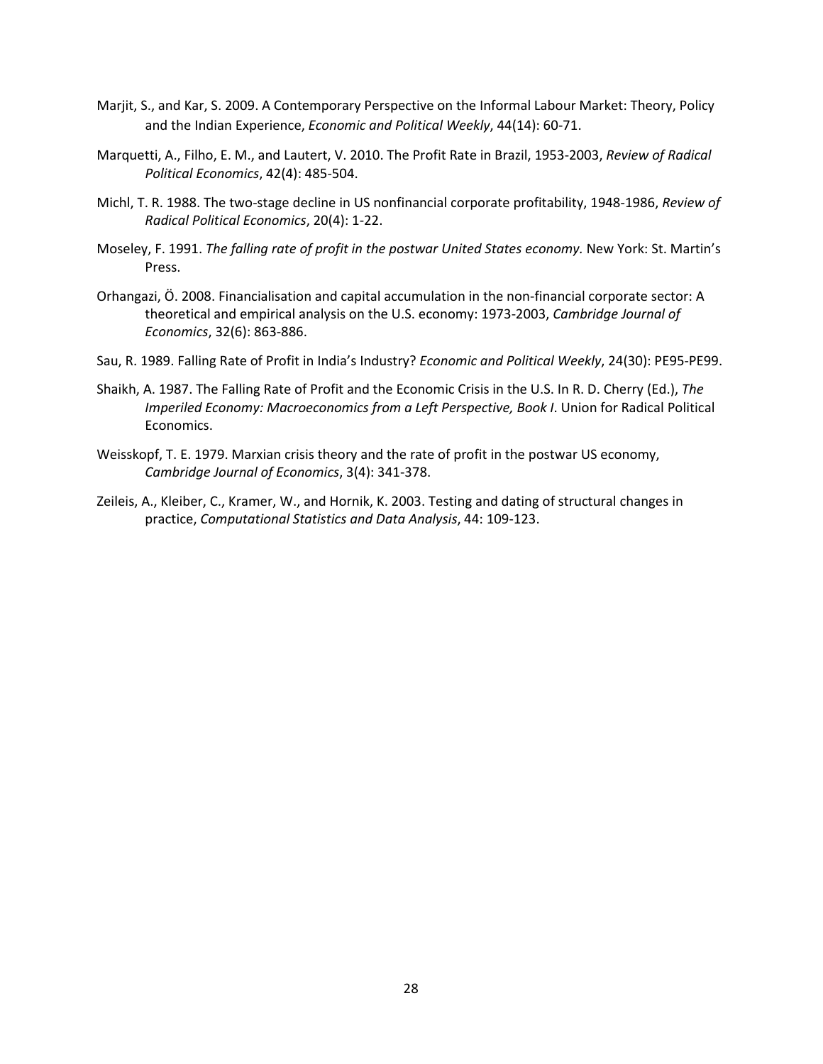Marjit, S., and Kar, S. 2009. A Contemporary Perspective on the Informal Labour Market: Theory, Policy and the Indian Experience, *Economic and Political Weekly*, 44(14): 60-71.

Marquetti, A., Filho, E. M., and Lautert, V. 2010. The Profit Rate in Brazil, 1953-2003, *Review of Radical Political Economics*, 42(4): 485-504.

Michl, T. R. 1988. The two-stage decline in US nonfinancial corporate profitability, 1948-1986, *Review of Radical Political Economics*, 20(4): 1-22.

Moseley, F. 1991. *The falling rate of profit in the postwar United States economy.* New York: St. Martin's Press.

Orhangazi, Ö. 2008. Financialisation and capital accumulation in the non-financial corporate sector: A theoretical and empirical analysis on the U.S. economy: 1973-2003, *Cambridge Journal of Economics*, 32(6): 863-886.

Sau, R. 1989. Falling Rate of Profit in India's Industry? *Economic and Political Weekly*, 24(30): PE95-PE99.

Shaikh, A. 1987. The Falling Rate of Profit and the Economic Crisis in the U.S. In R. D. Cherry (Ed.), *The Imperiled Economy: Macroeconomics from a Left Perspective, Book I*. Union for Radical Political Economics.

Weisskopf, T. E. 1979. Marxian crisis theory and the rate of profit in the postwar US economy, *Cambridge Journal of Economics*, 3(4): 341-378.

Zeileis, A., Kleiber, C., Kramer, W., and Hornik, K. 2003. Testing and dating of structural changes in practice, *Computational Statistics and Data Analysis*, 44: 109-123.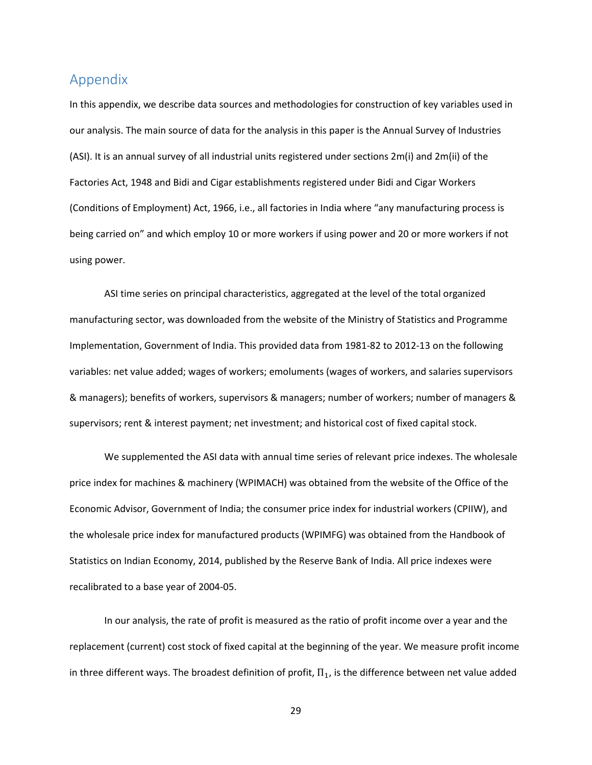## Appendix

In this appendix, we describe data sources and methodologies for construction of key variables used in our analysis. The main source of data for the analysis in this paper is the Annual Survey of Industries (ASI). It is an annual survey of all industrial units registered under sections 2m(i) and 2m(ii) of the Factories Act, 1948 and Bidi and Cigar establishments registered under Bidi and Cigar Workers (Conditions of Employment) Act, 1966, i.e., all factories in India where "any manufacturing process is being carried on" and which employ 10 or more workers if using power and 20 or more workers if not using power.

ASI time series on principal characteristics, aggregated at the level of the total organized manufacturing sector, was downloaded from the website of the Ministry of Statistics and Programme Implementation, Government of India. This provided data from 1981-82 to 2012-13 on the following variables: net value added; wages of workers; emoluments (wages of workers, and salaries supervisors & managers); benefits of workers, supervisors & managers; number of workers; number of managers & supervisors; rent & interest payment; net investment; and historical cost of fixed capital stock.

We supplemented the ASI data with annual time series of relevant price indexes. The wholesale price index for machines & machinery (WPIMACH) was obtained from the website of the Office of the Economic Advisor, Government of India; the consumer price index for industrial workers (CPIIW), and the wholesale price index for manufactured products (WPIMFG) was obtained from the Handbook of Statistics on Indian Economy, 2014, published by the Reserve Bank of India. All price indexes were recalibrated to a base year of 2004-05.

In our analysis, the rate of profit is measured as the ratio of profit income over a year and the replacement (current) cost stock of fixed capital at the beginning of the year. We measure profit income in three different ways. The broadest definition of profit, $\Pi_1$, is the difference between net value added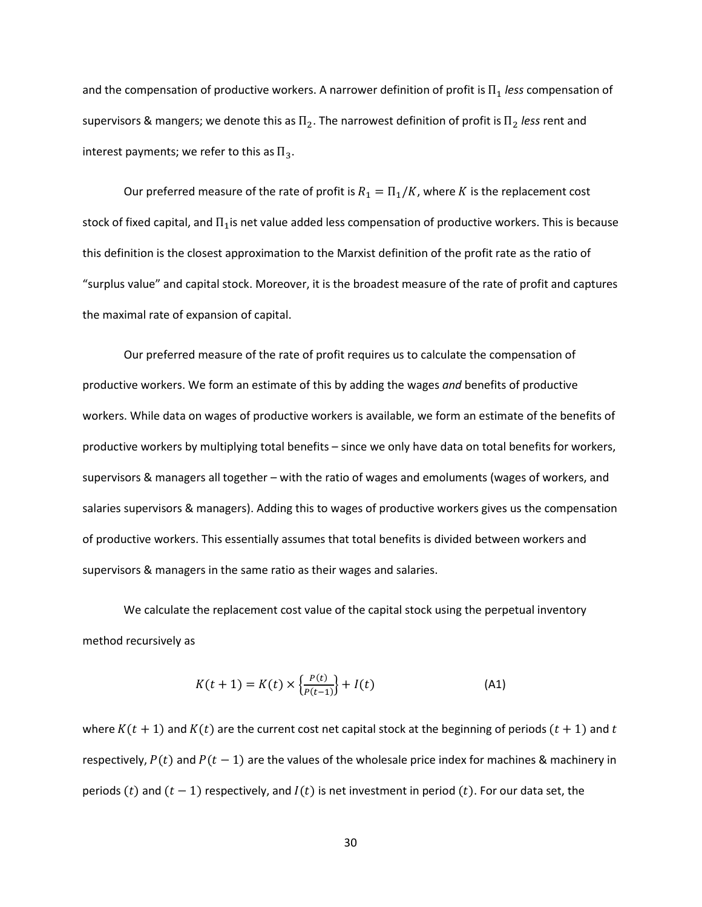and the compensation of productive workers. A narrower definition of profit is $\Pi_1$ *less* compensation of supervisors & mangers; we denote this as $\Pi_2$. The narrowest definition of profit is $\Pi_2$ *less* rent and interest payments; we refer to this as $\Pi_3$.

Our preferred measure of the rate of profit is $R_1 = \Pi_1/K$, where $K$ is the replacement cost stock of fixed capital, and $\Pi_1$is net value added less compensation of productive workers. This is because this definition is the closest approximation to the Marxist definition of the profit rate as the ratio of "surplus value" and capital stock. Moreover, it is the broadest measure of the rate of profit and captures the maximal rate of expansion of capital.

Our preferred measure of the rate of profit requires us to calculate the compensation of productive workers. We form an estimate of this by adding the wages *and* benefits of productive workers. While data on wages of productive workers is available, we form an estimate of the benefits of productive workers by multiplying total benefits – since we only have data on total benefits for workers, supervisors & managers all together – with the ratio of wages and emoluments (wages of workers, and salaries supervisors & managers). Adding this to wages of productive workers gives us the compensation of productive workers. This essentially assumes that total benefits is divided between workers and supervisors & managers in the same ratio as their wages and salaries.

We calculate the replacement cost value of the capital stock using the perpetual inventory method recursively as

$$K(t+1) = K(t) \times \left\{\frac{P(t)}{P(t-1)}\right\} + I(t) \qquad \text{(A1)}$$

where $K(t+1)$ and $K(t)$ are the current cost net capital stock at the beginning of periods $(t+1)$ and $t$ respectively, $P(t)$ and $P(t-1)$ are the values of the wholesale price index for machines & machinery in periods $(t)$ and $(t-1)$ respectively, and $I(t)$ is net investment in period $(t)$. For our data set, the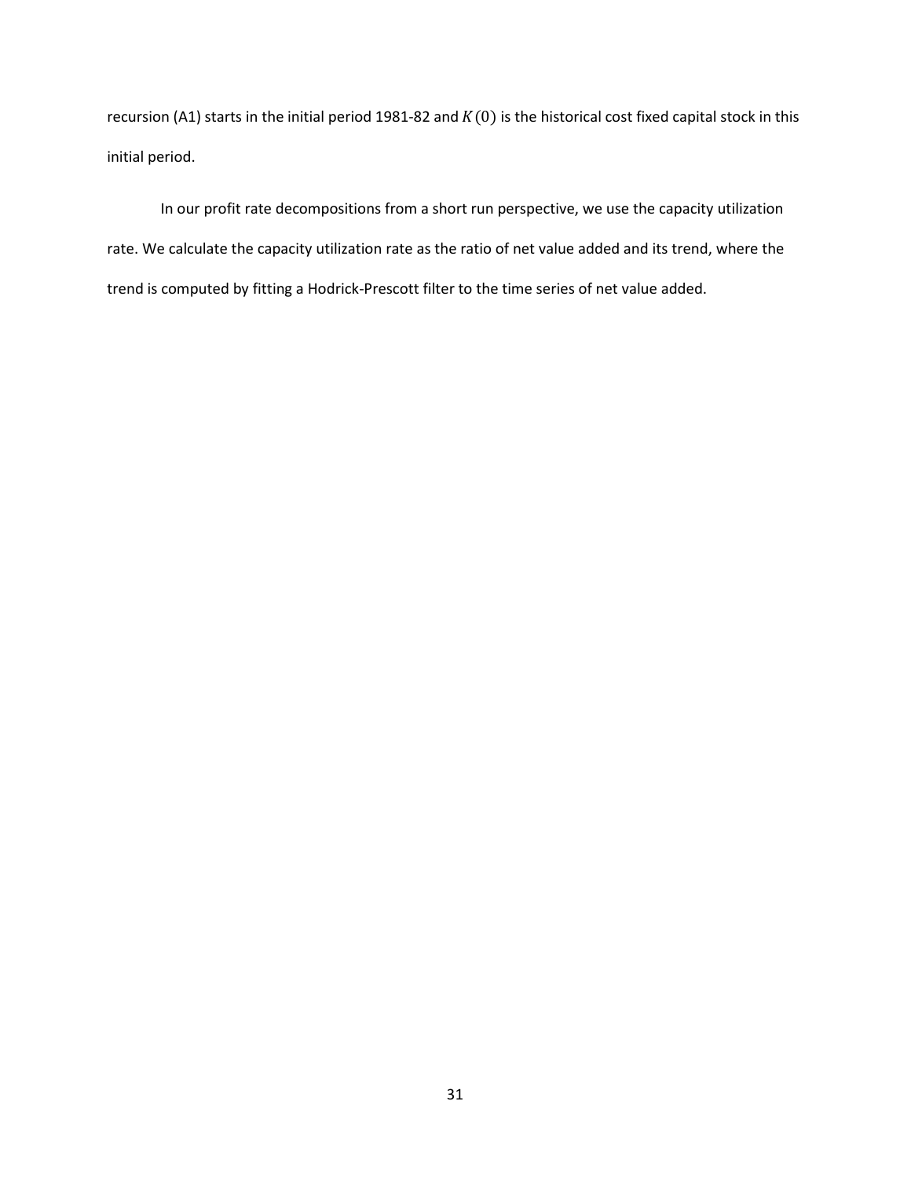recursion (A1) starts in the initial period 1981-82 and $K(0)$ is the historical cost fixed capital stock in this initial period.

In our profit rate decompositions from a short run perspective, we use the capacity utilization rate. We calculate the capacity utilization rate as the ratio of net value added and its trend, where the trend is computed by fitting a Hodrick-Prescott filter to the time series of net value added.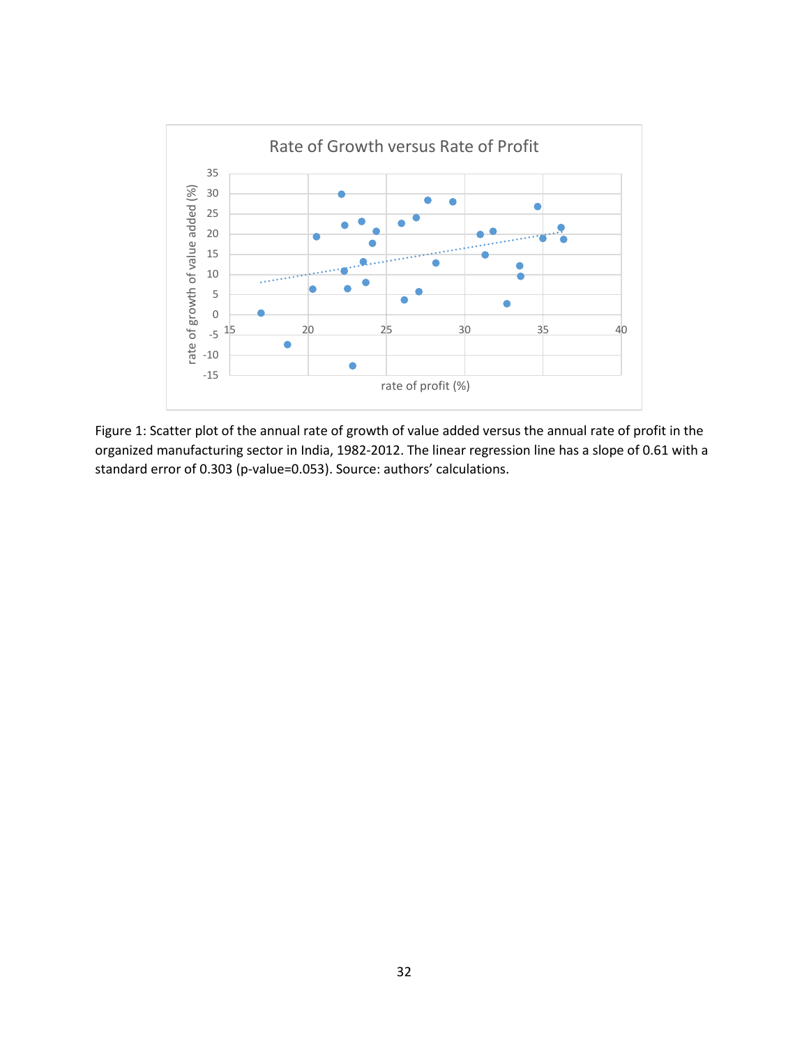Rate of Growth versus Rate of Profit

rate of growth of value added (%)

35
30
25
20
15
10
5
0
-5
-10
-15

15 20 25 30 35 40

rate of profit (%)

Figure 1: Scatter plot of the annual rate of growth of value added versus the annual rate of profit in the organized manufacturing sector in India, 1982-2012. The linear regression line has a slope of 0.61 with a standard error of 0.303 (p-value=0.053). Source: authors' calculations.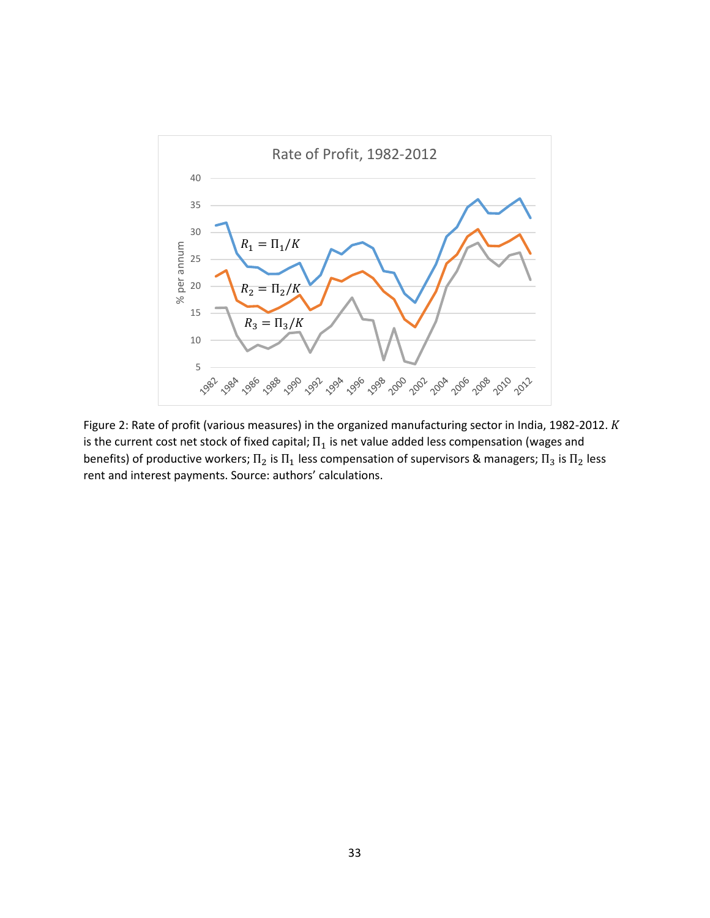Rate of Profit, 1982-2012

% per annum

40
35
30
25
20
15
10
5

1982 1984 1986 1988 1990 1992 1994 1996 1998 2000 2002 2004 2006 2008 2010 2012

$R_1 = \Pi_1/K$

$R_2 = \Pi_2/K$

$R_3 = \Pi_3/K$

Figure 2: Rate of profit (various measures) in the organized manufacturing sector in India, 1982-2012. $K$ is the current cost net stock of fixed capital; $\Pi_1$ is net value added less compensation (wages and benefits) of productive workers; $\Pi_2$ is $\Pi_1$ less compensation of supervisors & managers; $\Pi_3$ is $\Pi_2$ less rent and interest payments. Source: authors' calculations.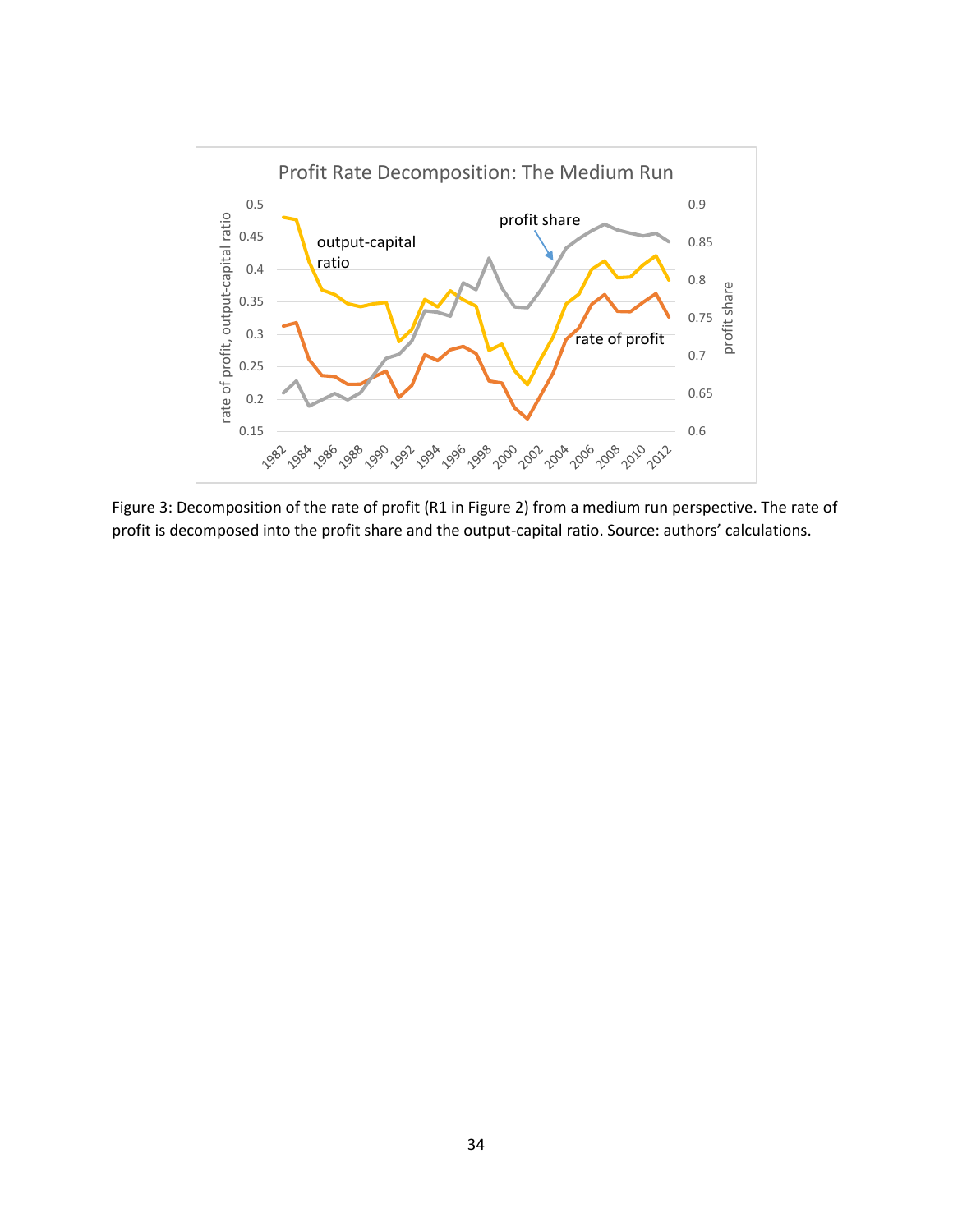Profit Rate Decomposition: The Medium Run

rate of profit, output-capital ratio

0.5
0.45
0.4
0.35
0.3
0.25
0.2
0.15

profit share

0.9
0.85
0.8
0.75
0.7
0.65
0.6

output-capital ratio

profit share

rate of profit

1982 1984 1986 1988 1990 1992 1994 1996 1998 2000 2002 2004 2006 2008 2010 2012

Figure 3: Decomposition of the rate of profit (R1 in Figure 2) from a medium run perspective. The rate of profit is decomposed into the profit share and the output-capital ratio. Source: authors' calculations.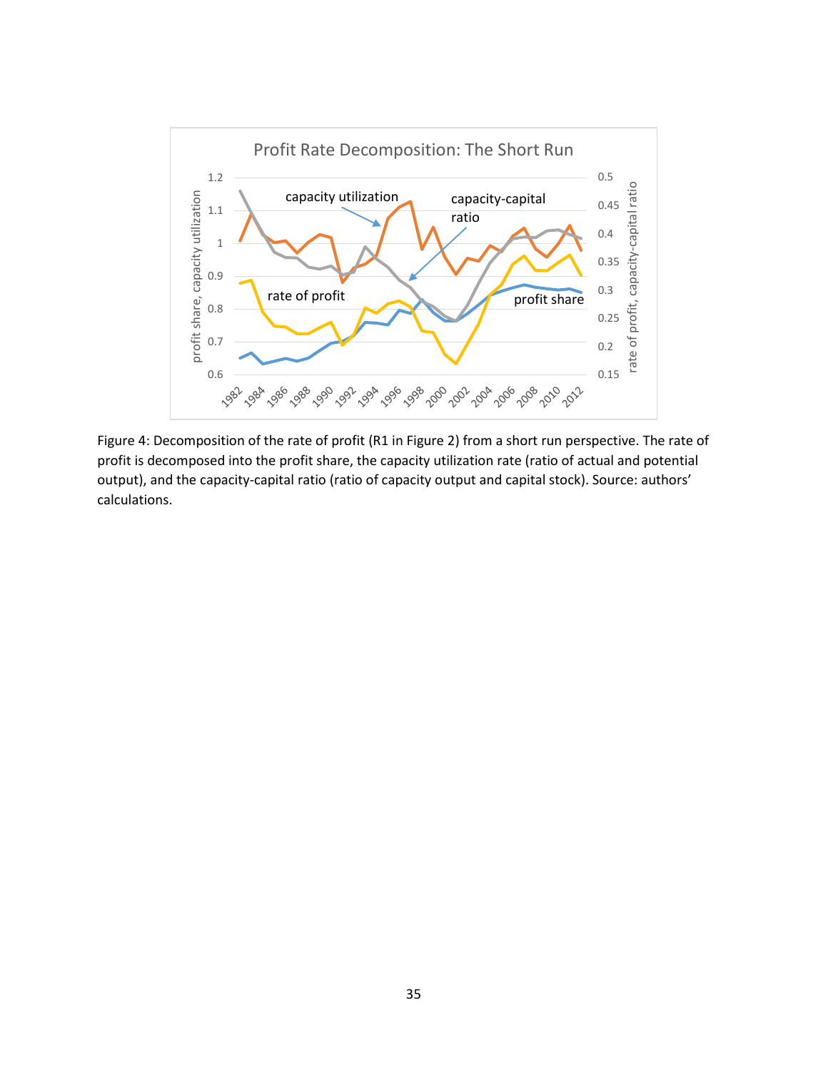Profit Rate Decomposition: The Short Run

profit share, capacity utilization

rate of profit, capacity-capital ratio

1.2
1.1
1
0.9
0.8
0.7
0.6

0.5
0.45
0.4
0.35
0.3
0.25
0.2
0.15

capacity utilization

capacity-capital ratio

rate of profit

profit share

1982 1984 1986 1988 1990 1992 1994 1996 1998 2000 2002 2004 2006 2008 2010 2012

Figure 4: Decomposition of the rate of profit (R1 in Figure 2) from a short run perspective. The rate of profit is decomposed into the profit share, the capacity utilization rate (ratio of actual and potential output), and the capacity-capital ratio (ratio of capacity output and capital stock). Source: authors' calculations.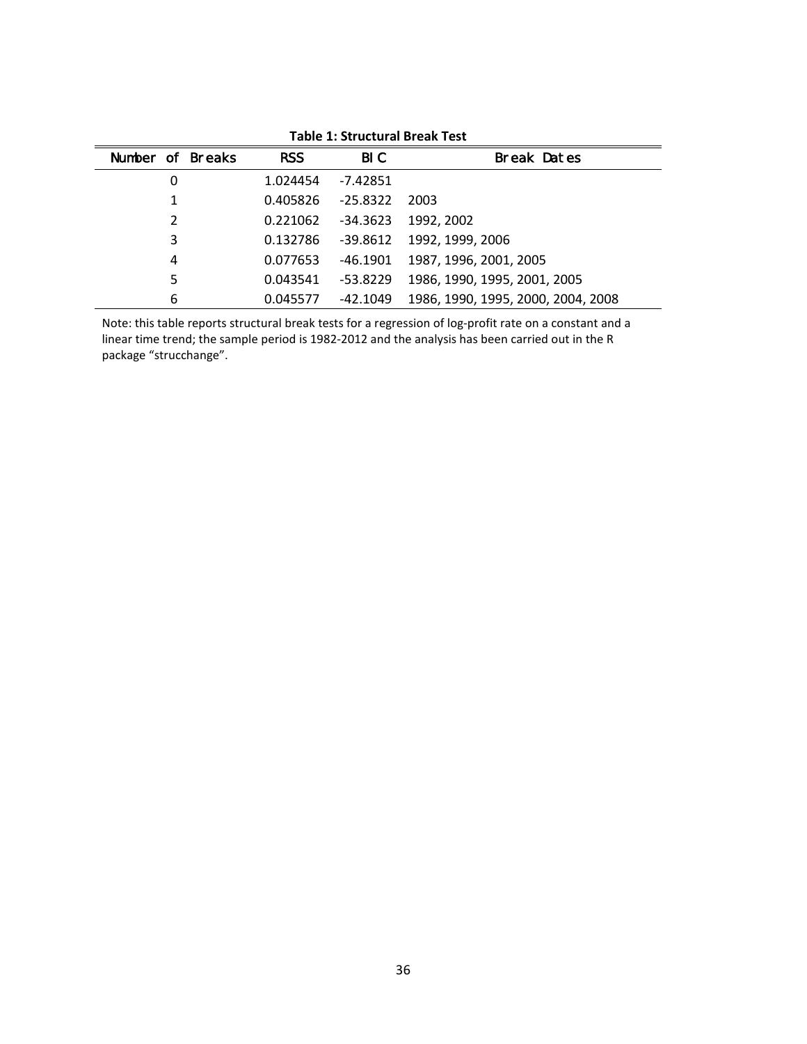**Table 1: Structural Break Test**

| Number of Breaks | RSS | BIC | Break Dates |
|---|---|---|---|
| 0 | 1.024454 | -7.42851 | |
| 1 | 0.405826 | -25.8322 | 2003 |
| 2 | 0.221062 | -34.3623 | 1992, 2002 |
| 3 | 0.132786 | -39.8612 | 1992, 1999, 2006 |
| 4 | 0.077653 | -46.1901 | 1987, 1996, 2001, 2005 |
| 5 | 0.043541 | -53.8229 | 1986, 1990, 1995, 2001, 2005 |
| 6 | 0.045577 | -42.1049 | 1986, 1990, 1995, 2000, 2004, 2008 |

Note: this table reports structural break tests for a regression of log-profit rate on a constant and a linear time trend; the sample period is 1982-2012 and the analysis has been carried out in the R package "strucchange".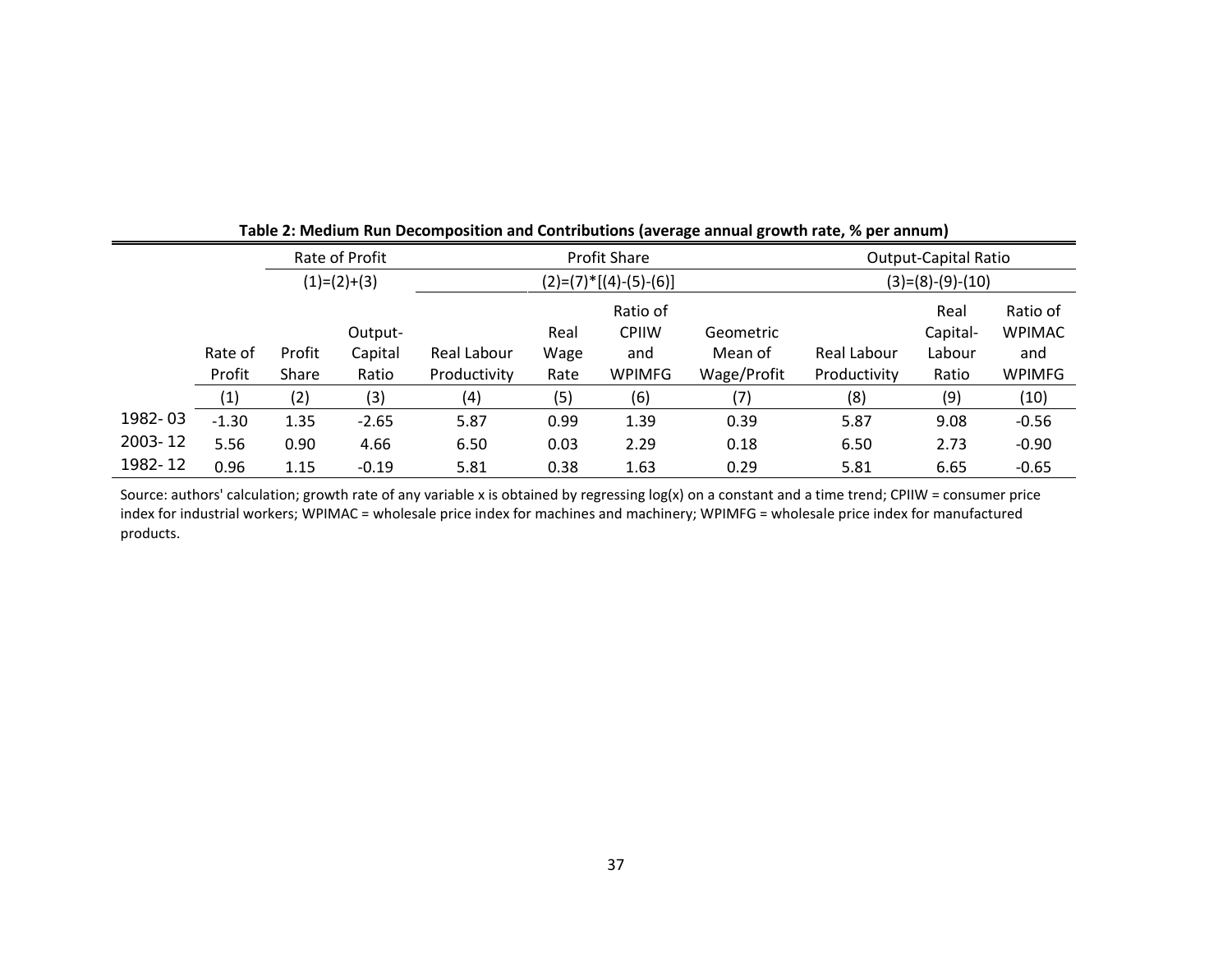**Table 2: Medium Run Decomposition and Contributions (average annual growth rate, % per annum)**

| | Rate of Profit | | | Profit Share | | | | Output-Capital Ratio | | |
|---|---|---|---|---|---|---|---|---|---|---|
| | (1)=(2)+(3) | | | (2)=(7)*[(4)-(5)-(6)] | | | | (3)=(8)-(9)-(10) | | |
| | Rate of Profit | Profit Share | Output-Capital Ratio | Real Labour Productivity | Real Wage Rate | Ratio of CPIIW and WPIMFG | Geometric Mean of Wage/Profit | Real Labour Productivity | Real Capital-Labour Ratio | Ratio of WPIMAC and WPIMFG |
| | (1) | (2) | (3) | (4) | (5) | (6) | (7) | (8) | (9) | (10) |
| 1982- 03 | -1.30 | 1.35 | -2.65 | 5.87 | 0.99 | 1.39 | 0.39 | 5.87 | 9.08 | -0.56 |
| 2003- 12 | 5.56 | 0.90 | 4.66 | 6.50 | 0.03 | 2.29 | 0.18 | 6.50 | 2.73 | -0.90 |
| 1982- 12 | 0.96 | 1.15 | -0.19 | 5.81 | 0.38 | 1.63 | 0.29 | 5.81 | 6.65 | -0.65 |

Source: authors' calculation; growth rate of any variable x is obtained by regressing log(x) on a constant and a time trend; CPIIW = consumer price index for industrial workers; WPIMAC = wholesale price index for machines and machinery; WPIMFG = wholesale price index for manufactured products.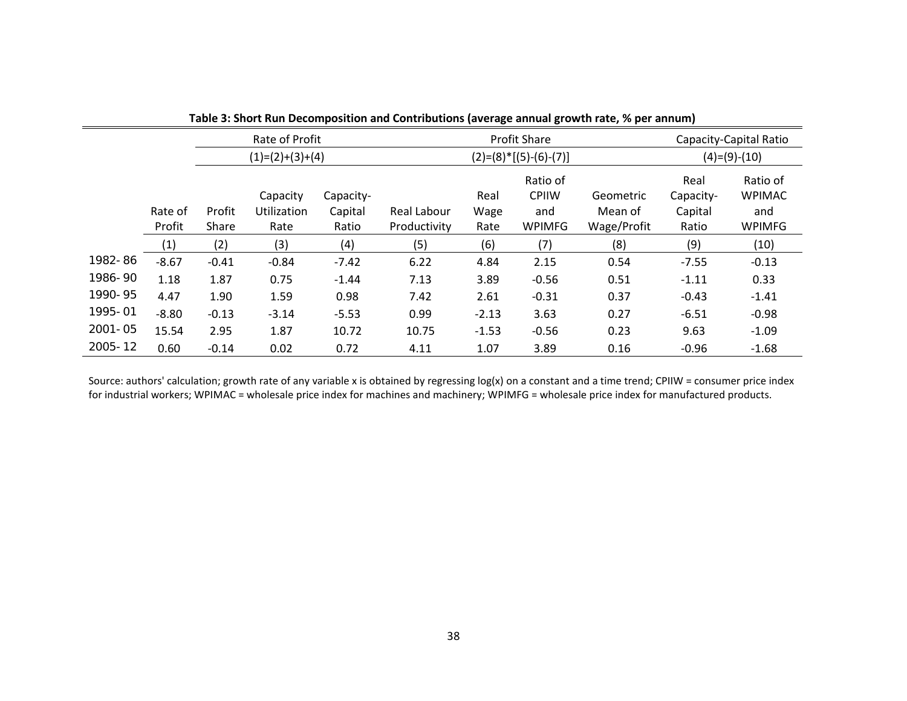**Table 3: Short Run Decomposition and Contributions (average annual growth rate, % per annum)**

| | Rate of Profit | | | | Profit Share | | | | Capacity-Capital Ratio | |
|---|---|---|---|---|---|---|---|---|---|---|
| | (1)=(2)+(3)+(4) | | | | (2)=(8)*[(5)-(6)-(7)] | | | | (4)=(9)-(10) | |
| | Rate of Profit | Profit Share | Capacity Utilization Rate | Capacity-Capital Ratio | Real Labour Productivity | Real Wage Rate | Ratio of CPIIW and WPIMFG | Geometric Mean of Wage/Profit | Real Capacity-Capital Ratio | Ratio of WPIMAC and WPIMFG |
| | (1) | (2) | (3) | (4) | (5) | (6) | (7) | (8) | (9) | (10) |
| 1982- 86 | -8.67 | -0.41 | -0.84 | -7.42 | 6.22 | 4.84 | 2.15 | 0.54 | -7.55 | -0.13 |
| 1986- 90 | 1.18 | 1.87 | 0.75 | -1.44 | 7.13 | 3.89 | -0.56 | 0.51 | -1.11 | 0.33 |
| 1990- 95 | 4.47 | 1.90 | 1.59 | 0.98 | 7.42 | 2.61 | -0.31 | 0.37 | -0.43 | -1.41 |
| 1995- 01 | -8.80 | -0.13 | -3.14 | -5.53 | 0.99 | -2.13 | 3.63 | 0.27 | -6.51 | -0.98 |
| 2001- 05 | 15.54 | 2.95 | 1.87 | 10.72 | 10.75 | -1.53 | -0.56 | 0.23 | 9.63 | -1.09 |
| 2005- 12 | 0.60 | -0.14 | 0.02 | 0.72 | 4.11 | 1.07 | 3.89 | 0.16 | -0.96 | -1.68 |

Source: authors' calculation; growth rate of any variable x is obtained by regressing log(x) on a constant and a time trend; CPIIW = consumer price index for industrial workers; WPIMAC = wholesale price index for machines and machinery; WPIMFG = wholesale price index for manufactured products.